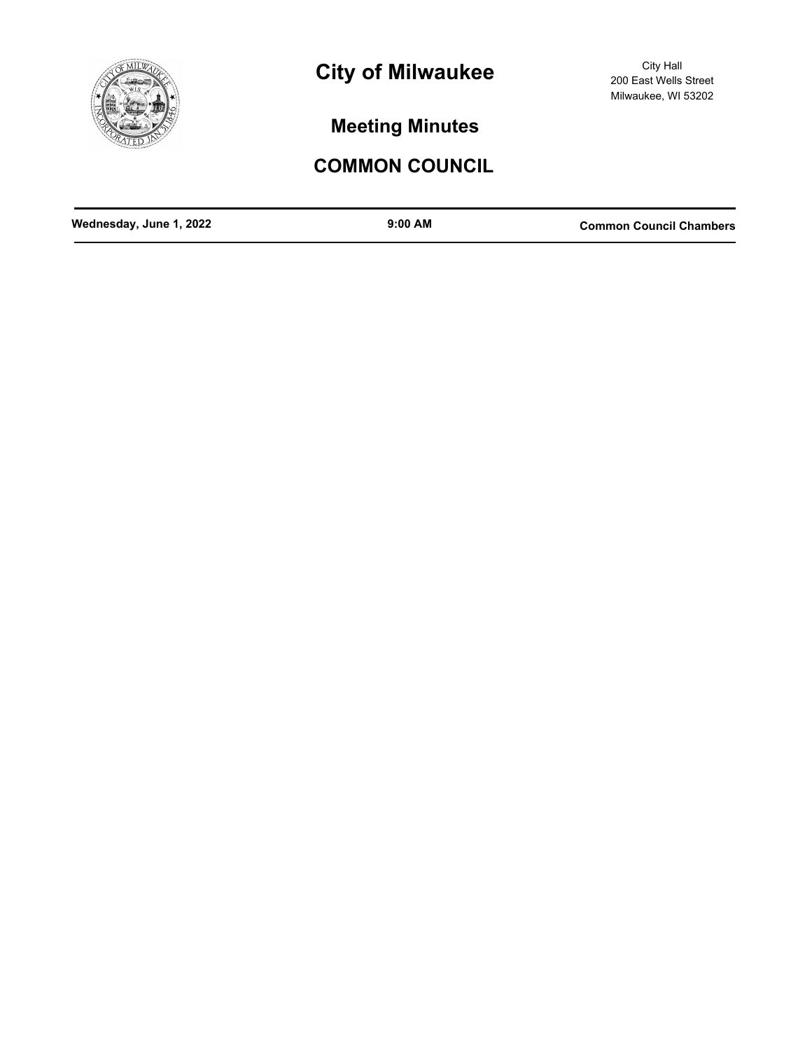# City of Milwaukee

City Hall
200 East Wells Street
Milwaukee, WI 53202

## Meeting Minutes

## COMMON COUNCIL

| Wednesday, June 1, 2022 | 9:00 AM | Common Council Chambers |
| --- | --- | --- |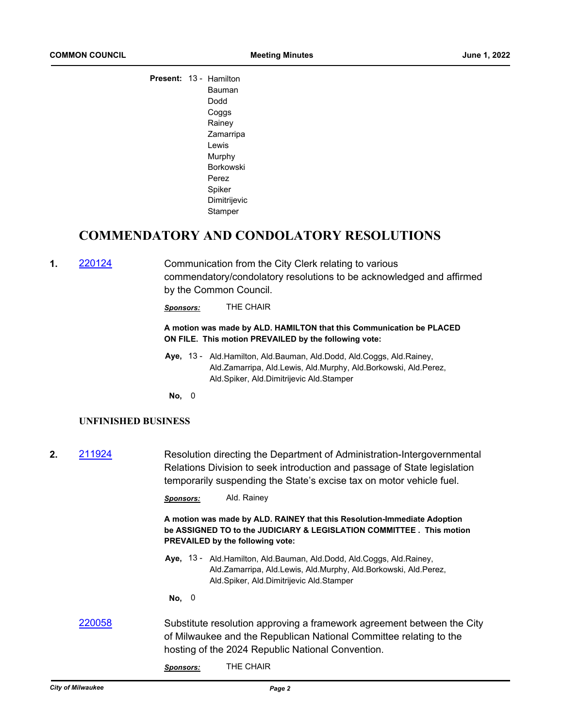**Present:** 13 - Hamilton
Bauman
Dodd
Coggs
Rainey
Zamarripa
Lewis
Murphy
Borkowski
Perez
Spiker
Dimitrijevic
Stamper

# COMMENDATORY AND CONDOLATORY RESOLUTIONS

**1.** 220124

Communication from the City Clerk relating to various commendatory/condolatory resolutions to be acknowledged and affirmed by the Common Council.

***Sponsors:*** THE CHAIR

**A motion was made by ALD. HAMILTON that this Communication be PLACED ON FILE. This motion PREVAILED by the following vote:**

**Aye,** 13 - Ald.Hamilton, Ald.Bauman, Ald.Dodd, Ald.Coggs, Ald.Rainey, Ald.Zamarripa, Ald.Lewis, Ald.Murphy, Ald.Borkowski, Ald.Perez, Ald.Spiker, Ald.Dimitrijevic Ald.Stamper

**No,** 0

## UNFINISHED BUSINESS

**2.** 211924

Resolution directing the Department of Administration-Intergovernmental Relations Division to seek introduction and passage of State legislation temporarily suspending the State's excise tax on motor vehicle fuel.

***Sponsors:*** Ald. Rainey

**A motion was made by ALD. RAINEY that this Resolution-Immediate Adoption be ASSIGNED TO to the JUDICIARY & LEGISLATION COMMITTEE . This motion PREVAILED by the following vote:**

**Aye,** 13 - Ald.Hamilton, Ald.Bauman, Ald.Dodd, Ald.Coggs, Ald.Rainey, Ald.Zamarripa, Ald.Lewis, Ald.Murphy, Ald.Borkowski, Ald.Perez, Ald.Spiker, Ald.Dimitrijevic Ald.Stamper

**No,** 0

220058

Substitute resolution approving a framework agreement between the City of Milwaukee and the Republican National Committee relating to the hosting of the 2024 Republic National Convention.

***Sponsors:*** THE CHAIR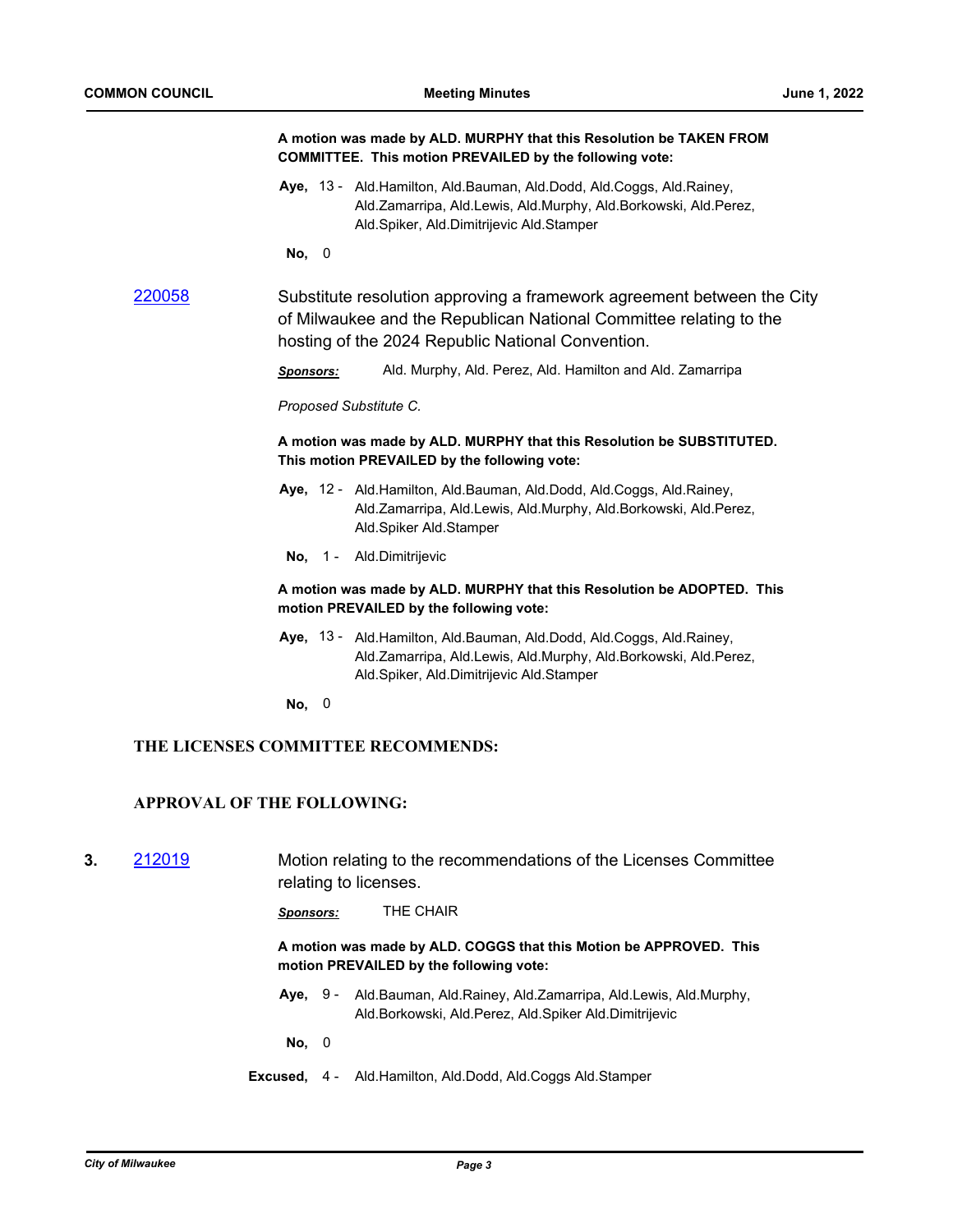**A motion was made by ALD. MURPHY that this Resolution be TAKEN FROM COMMITTEE. This motion PREVAILED by the following vote:**

**Aye,** 13 - Ald.Hamilton, Ald.Bauman, Ald.Dodd, Ald.Coggs, Ald.Rainey, Ald.Zamarripa, Ald.Lewis, Ald.Murphy, Ald.Borkowski, Ald.Perez, Ald.Spiker, Ald.Dimitrijevic Ald.Stamper

**No,** 0

220058 Substitute resolution approving a framework agreement between the City of Milwaukee and the Republican National Committee relating to the hosting of the 2024 Republic National Convention.

***Sponsors:*** Ald. Murphy, Ald. Perez, Ald. Hamilton and Ald. Zamarripa

*Proposed Substitute C.*

**A motion was made by ALD. MURPHY that this Resolution be SUBSTITUTED. This motion PREVAILED by the following vote:**

**Aye,** 12 - Ald.Hamilton, Ald.Bauman, Ald.Dodd, Ald.Coggs, Ald.Rainey, Ald.Zamarripa, Ald.Lewis, Ald.Murphy, Ald.Borkowski, Ald.Perez, Ald.Spiker Ald.Stamper

**No,** 1 - Ald.Dimitrijevic

**A motion was made by ALD. MURPHY that this Resolution be ADOPTED. This motion PREVAILED by the following vote:**

**Aye,** 13 - Ald.Hamilton, Ald.Bauman, Ald.Dodd, Ald.Coggs, Ald.Rainey, Ald.Zamarripa, Ald.Lewis, Ald.Murphy, Ald.Borkowski, Ald.Perez, Ald.Spiker, Ald.Dimitrijevic Ald.Stamper

**No,** 0

## THE LICENSES COMMITTEE RECOMMENDS:

## APPROVAL OF THE FOLLOWING:

**3.** 212019 Motion relating to the recommendations of the Licenses Committee relating to licenses.

***Sponsors:*** THE CHAIR

**A motion was made by ALD. COGGS that this Motion be APPROVED. This motion PREVAILED by the following vote:**

**Aye,** 9 - Ald.Bauman, Ald.Rainey, Ald.Zamarripa, Ald.Lewis, Ald.Murphy, Ald.Borkowski, Ald.Perez, Ald.Spiker Ald.Dimitrijevic

**No,** 0

**Excused,** 4 - Ald.Hamilton, Ald.Dodd, Ald.Coggs Ald.Stamper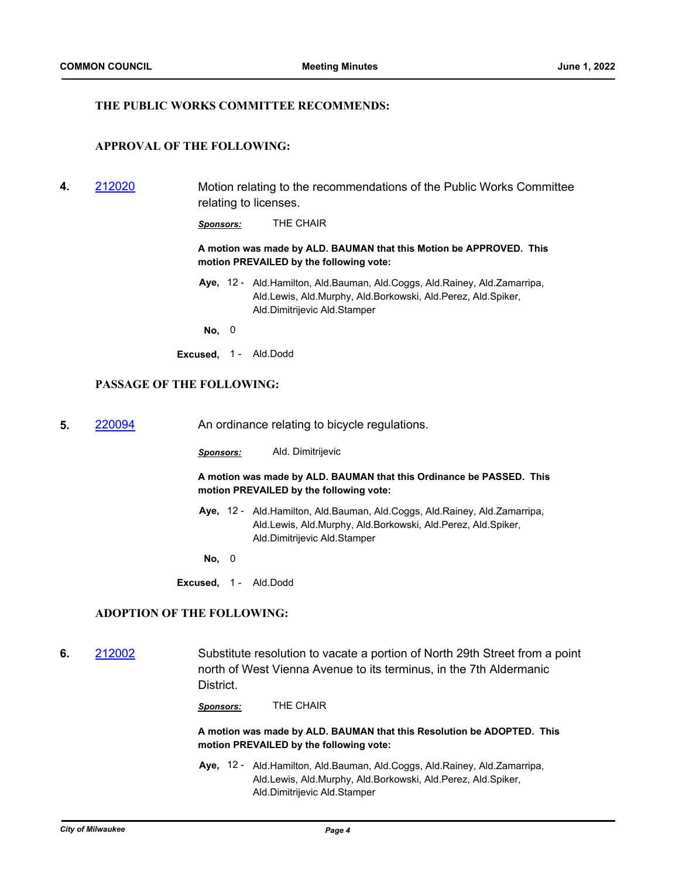### THE PUBLIC WORKS COMMITTEE RECOMMENDS:

### APPROVAL OF THE FOLLOWING:

**4.** [212020](212020)

Motion relating to the recommendations of the Public Works Committee relating to licenses.

***Sponsors:*** THE CHAIR

**A motion was made by ALD. BAUMAN that this Motion be APPROVED. This motion PREVAILED by the following vote:**

**Aye,** 12 - Ald.Hamilton, Ald.Bauman, Ald.Coggs, Ald.Rainey, Ald.Zamarripa, Ald.Lewis, Ald.Murphy, Ald.Borkowski, Ald.Perez, Ald.Spiker, Ald.Dimitrijevic Ald.Stamper

**No,** 0

**Excused,** 1 - Ald.Dodd

### PASSAGE OF THE FOLLOWING:

**5.** [220094](220094)

An ordinance relating to bicycle regulations.

***Sponsors:*** Ald. Dimitrijevic

**A motion was made by ALD. BAUMAN that this Ordinance be PASSED. This motion PREVAILED by the following vote:**

**Aye,** 12 - Ald.Hamilton, Ald.Bauman, Ald.Coggs, Ald.Rainey, Ald.Zamarripa, Ald.Lewis, Ald.Murphy, Ald.Borkowski, Ald.Perez, Ald.Spiker, Ald.Dimitrijevic Ald.Stamper

**No,** 0

**Excused,** 1 - Ald.Dodd

### ADOPTION OF THE FOLLOWING:

**6.** [212002](212002)

Substitute resolution to vacate a portion of North 29th Street from a point north of West Vienna Avenue to its terminus, in the 7th Aldermanic District.

***Sponsors:*** THE CHAIR

**A motion was made by ALD. BAUMAN that this Resolution be ADOPTED. This motion PREVAILED by the following vote:**

**Aye,** 12 - Ald.Hamilton, Ald.Bauman, Ald.Coggs, Ald.Rainey, Ald.Zamarripa, Ald.Lewis, Ald.Murphy, Ald.Borkowski, Ald.Perez, Ald.Spiker, Ald.Dimitrijevic Ald.Stamper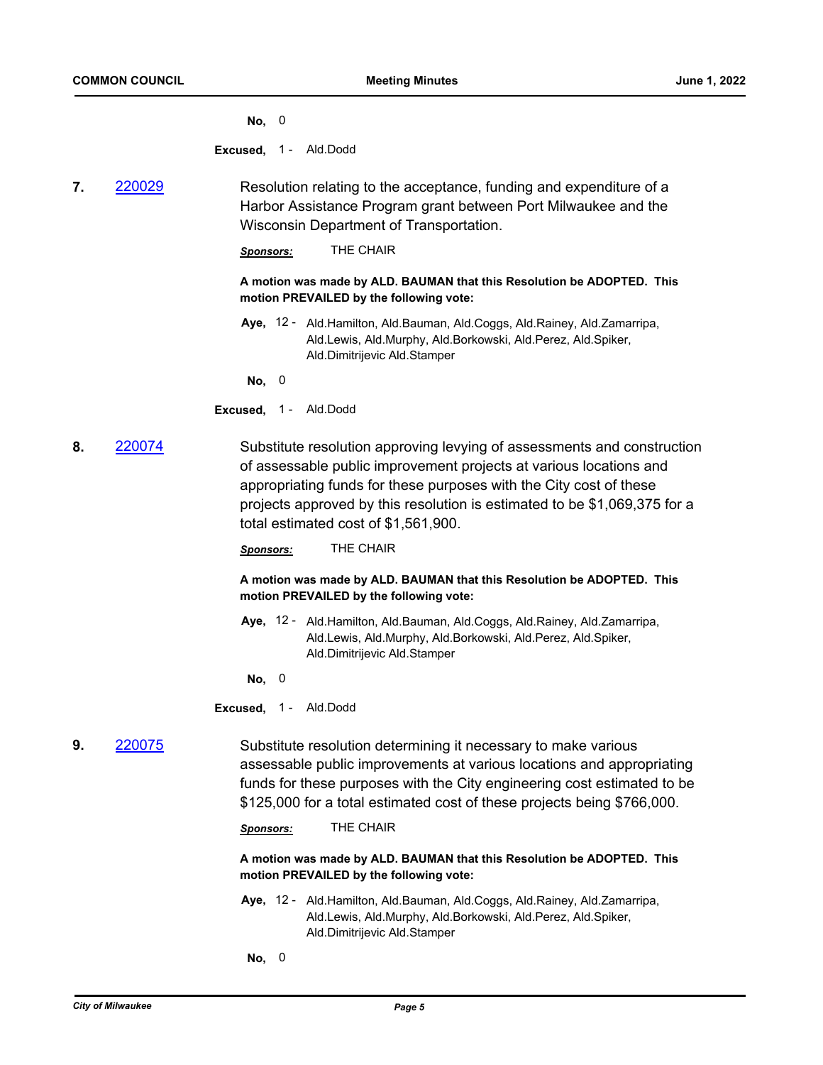**No,** 0

**Excused,** 1 - Ald.Dodd

**7.** 220029

Resolution relating to the acceptance, funding and expenditure of a Harbor Assistance Program grant between Port Milwaukee and the Wisconsin Department of Transportation.

***Sponsors:*** THE CHAIR

**A motion was made by ALD. BAUMAN that this Resolution be ADOPTED. This motion PREVAILED by the following vote:**

**Aye,** 12 - Ald.Hamilton, Ald.Bauman, Ald.Coggs, Ald.Rainey, Ald.Zamarripa, Ald.Lewis, Ald.Murphy, Ald.Borkowski, Ald.Perez, Ald.Spiker, Ald.Dimitrijevic Ald.Stamper

**No,** 0

**Excused,** 1 - Ald.Dodd

**8.** 220074

Substitute resolution approving levying of assessments and construction of assessable public improvement projects at various locations and appropriating funds for these purposes with the City cost of these projects approved by this resolution is estimated to be $1,069,375 for a total estimated cost of $1,561,900.

***Sponsors:*** THE CHAIR

**A motion was made by ALD. BAUMAN that this Resolution be ADOPTED. This motion PREVAILED by the following vote:**

**Aye,** 12 - Ald.Hamilton, Ald.Bauman, Ald.Coggs, Ald.Rainey, Ald.Zamarripa, Ald.Lewis, Ald.Murphy, Ald.Borkowski, Ald.Perez, Ald.Spiker, Ald.Dimitrijevic Ald.Stamper

**No,** 0

**Excused,** 1 - Ald.Dodd

**9.** 220075

Substitute resolution determining it necessary to make various assessable public improvements at various locations and appropriating funds for these purposes with the City engineering cost estimated to be $125,000 for a total estimated cost of these projects being $766,000.

***Sponsors:*** THE CHAIR

**A motion was made by ALD. BAUMAN that this Resolution be ADOPTED. This motion PREVAILED by the following vote:**

**Aye,** 12 - Ald.Hamilton, Ald.Bauman, Ald.Coggs, Ald.Rainey, Ald.Zamarripa, Ald.Lewis, Ald.Murphy, Ald.Borkowski, Ald.Perez, Ald.Spiker, Ald.Dimitrijevic Ald.Stamper

**No,** 0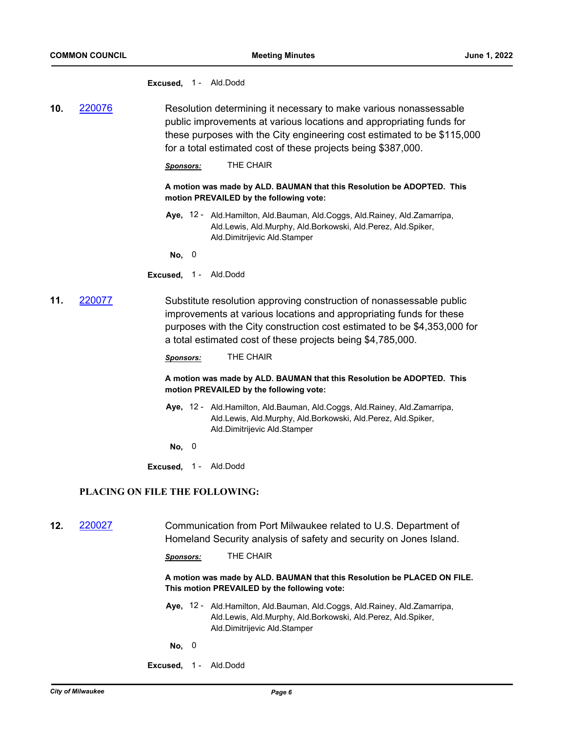**Excused,** 1 - Ald.Dodd

**10.** 220076

Resolution determining it necessary to make various nonassessable public improvements at various locations and appropriating funds for these purposes with the City engineering cost estimated to be $115,000 for a total estimated cost of these projects being $387,000.

***Sponsors:*** THE CHAIR

**A motion was made by ALD. BAUMAN that this Resolution be ADOPTED. This motion PREVAILED by the following vote:**

**Aye,** 12 - Ald.Hamilton, Ald.Bauman, Ald.Coggs, Ald.Rainey, Ald.Zamarripa, Ald.Lewis, Ald.Murphy, Ald.Borkowski, Ald.Perez, Ald.Spiker, Ald.Dimitrijevic Ald.Stamper

**No,** 0

**Excused,** 1 - Ald.Dodd

**11.** 220077

Substitute resolution approving construction of nonassessable public improvements at various locations and appropriating funds for these purposes with the City construction cost estimated to be $4,353,000 for a total estimated cost of these projects being $4,785,000.

***Sponsors:*** THE CHAIR

**A motion was made by ALD. BAUMAN that this Resolution be ADOPTED. This motion PREVAILED by the following vote:**

**Aye,** 12 - Ald.Hamilton, Ald.Bauman, Ald.Coggs, Ald.Rainey, Ald.Zamarripa, Ald.Lewis, Ald.Murphy, Ald.Borkowski, Ald.Perez, Ald.Spiker, Ald.Dimitrijevic Ald.Stamper

**No,** 0

**Excused,** 1 - Ald.Dodd

## PLACING ON FILE THE FOLLOWING:

**12.** 220027

Communication from Port Milwaukee related to U.S. Department of Homeland Security analysis of safety and security on Jones Island.

***Sponsors:*** THE CHAIR

**A motion was made by ALD. BAUMAN that this Resolution be PLACED ON FILE. This motion PREVAILED by the following vote:**

**Aye,** 12 - Ald.Hamilton, Ald.Bauman, Ald.Coggs, Ald.Rainey, Ald.Zamarripa, Ald.Lewis, Ald.Murphy, Ald.Borkowski, Ald.Perez, Ald.Spiker, Ald.Dimitrijevic Ald.Stamper

**No,** 0

**Excused,** 1 - Ald.Dodd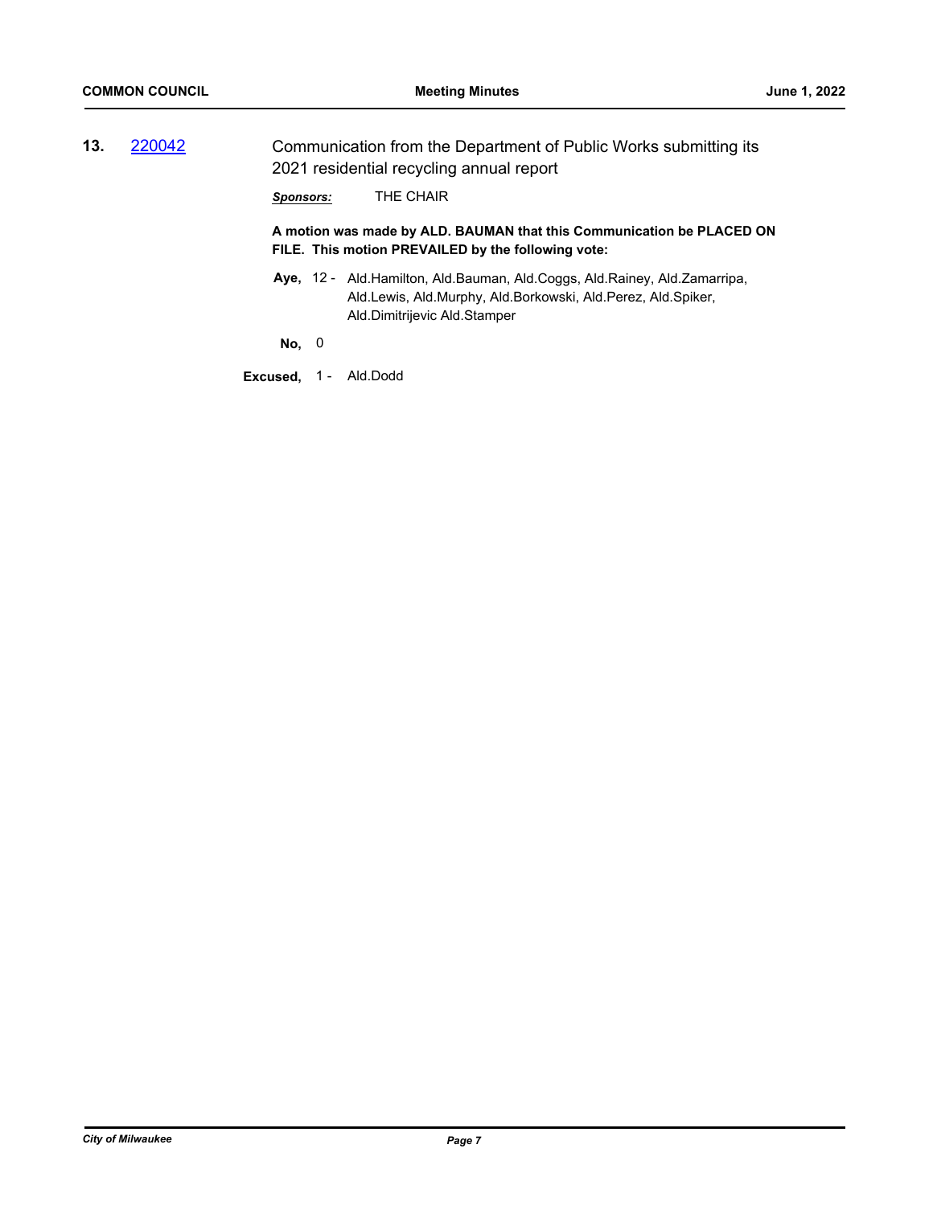**13.** [220042](220042)

Communication from the Department of Public Works submitting its 2021 residential recycling annual report

***Sponsors:*** THE CHAIR

**A motion was made by ALD. BAUMAN that this Communication be PLACED ON FILE. This motion PREVAILED by the following vote:**

**Aye,** 12 - Ald.Hamilton, Ald.Bauman, Ald.Coggs, Ald.Rainey, Ald.Zamarripa, Ald.Lewis, Ald.Murphy, Ald.Borkowski, Ald.Perez, Ald.Spiker, Ald.Dimitrijevic Ald.Stamper

**No,** 0

**Excused,** 1 - Ald.Dodd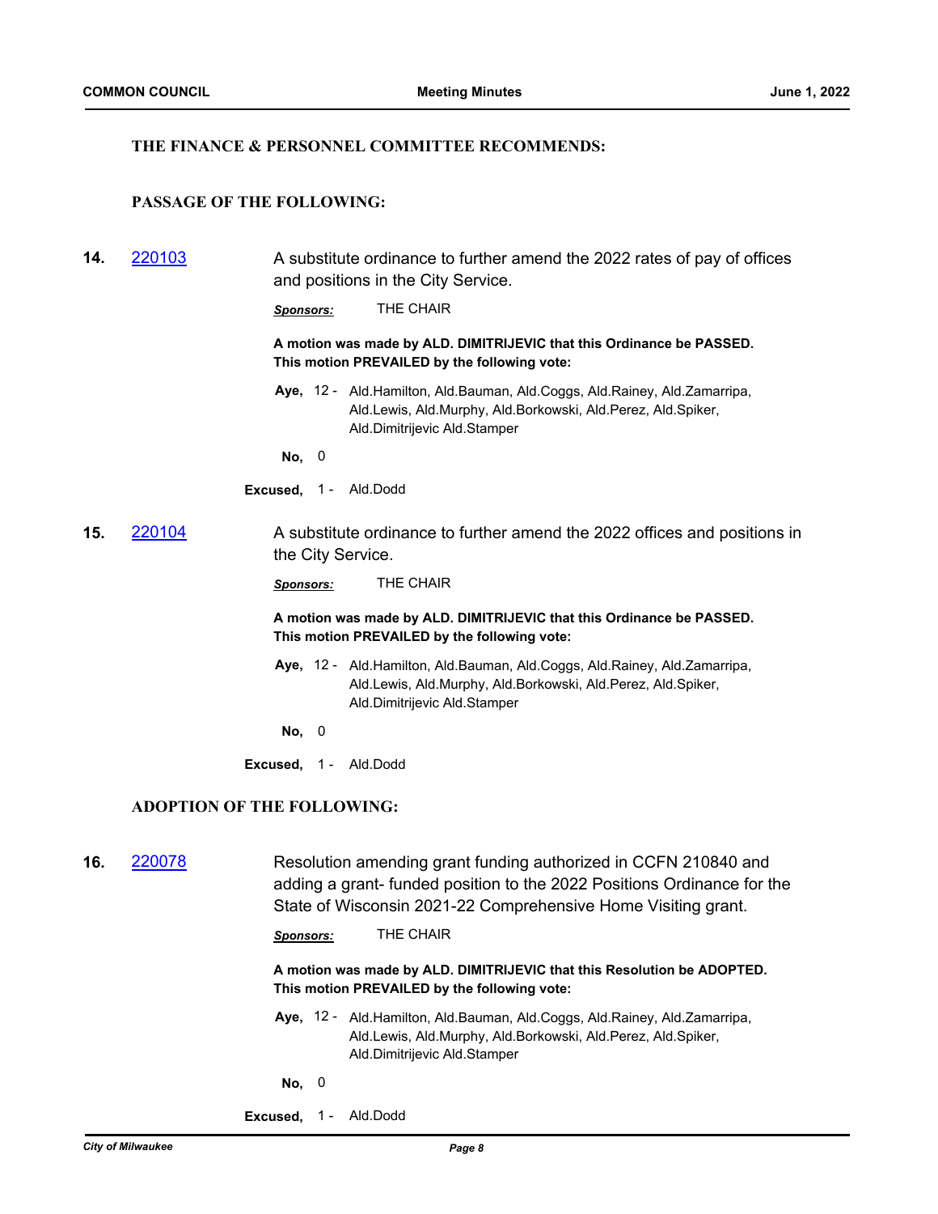**THE FINANCE & PERSONNEL COMMITTEE RECOMMENDS:**

**PASSAGE OF THE FOLLOWING:**

**14.** 220103 A substitute ordinance to further amend the 2022 rates of pay of offices and positions in the City Service.

***Sponsors:*** THE CHAIR

**A motion was made by ALD. DIMITRIJEVIC that this Ordinance be PASSED. This motion PREVAILED by the following vote:**

**Aye,** 12 - Ald.Hamilton, Ald.Bauman, Ald.Coggs, Ald.Rainey, Ald.Zamarripa, Ald.Lewis, Ald.Murphy, Ald.Borkowski, Ald.Perez, Ald.Spiker, Ald.Dimitrijevic Ald.Stamper

**No,** 0

**Excused,** 1 - Ald.Dodd

**15.** 220104 A substitute ordinance to further amend the 2022 offices and positions in the City Service.

***Sponsors:*** THE CHAIR

**A motion was made by ALD. DIMITRIJEVIC that this Ordinance be PASSED. This motion PREVAILED by the following vote:**

**Aye,** 12 - Ald.Hamilton, Ald.Bauman, Ald.Coggs, Ald.Rainey, Ald.Zamarripa, Ald.Lewis, Ald.Murphy, Ald.Borkowski, Ald.Perez, Ald.Spiker, Ald.Dimitrijevic Ald.Stamper

**No,** 0

**Excused,** 1 - Ald.Dodd

**ADOPTION OF THE FOLLOWING:**

**16.** 220078 Resolution amending grant funding authorized in CCFN 210840 and adding a grant- funded position to the 2022 Positions Ordinance for the State of Wisconsin 2021-22 Comprehensive Home Visiting grant.

***Sponsors:*** THE CHAIR

**A motion was made by ALD. DIMITRIJEVIC that this Resolution be ADOPTED. This motion PREVAILED by the following vote:**

**Aye,** 12 - Ald.Hamilton, Ald.Bauman, Ald.Coggs, Ald.Rainey, Ald.Zamarripa, Ald.Lewis, Ald.Murphy, Ald.Borkowski, Ald.Perez, Ald.Spiker, Ald.Dimitrijevic Ald.Stamper

**No,** 0

**Excused,** 1 - Ald.Dodd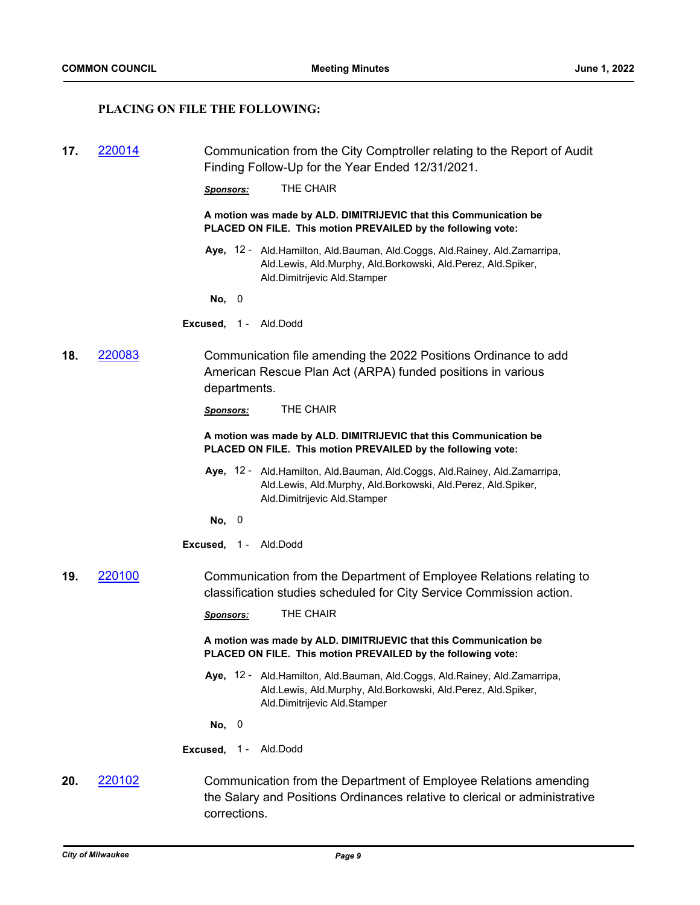**PLACING ON FILE THE FOLLOWING:**

**17.** 220014 Communication from the City Comptroller relating to the Report of Audit Finding Follow-Up for the Year Ended 12/31/2021.

***Sponsors:*** THE CHAIR

**A motion was made by ALD. DIMITRIJEVIC that this Communication be PLACED ON FILE. This motion PREVAILED by the following vote:**

**Aye,** 12 - Ald.Hamilton, Ald.Bauman, Ald.Coggs, Ald.Rainey, Ald.Zamarripa, Ald.Lewis, Ald.Murphy, Ald.Borkowski, Ald.Perez, Ald.Spiker, Ald.Dimitrijevic Ald.Stamper

**No,** 0

**Excused,** 1 - Ald.Dodd

**18.** 220083 Communication file amending the 2022 Positions Ordinance to add American Rescue Plan Act (ARPA) funded positions in various departments.

***Sponsors:*** THE CHAIR

**A motion was made by ALD. DIMITRIJEVIC that this Communication be PLACED ON FILE. This motion PREVAILED by the following vote:**

**Aye,** 12 - Ald.Hamilton, Ald.Bauman, Ald.Coggs, Ald.Rainey, Ald.Zamarripa, Ald.Lewis, Ald.Murphy, Ald.Borkowski, Ald.Perez, Ald.Spiker, Ald.Dimitrijevic Ald.Stamper

**No,** 0

**Excused,** 1 - Ald.Dodd

**19.** 220100 Communication from the Department of Employee Relations relating to classification studies scheduled for City Service Commission action.

***Sponsors:*** THE CHAIR

**A motion was made by ALD. DIMITRIJEVIC that this Communication be PLACED ON FILE. This motion PREVAILED by the following vote:**

**Aye,** 12 - Ald.Hamilton, Ald.Bauman, Ald.Coggs, Ald.Rainey, Ald.Zamarripa, Ald.Lewis, Ald.Murphy, Ald.Borkowski, Ald.Perez, Ald.Spiker, Ald.Dimitrijevic Ald.Stamper

**No,** 0

**Excused,** 1 - Ald.Dodd

**20.** 220102 Communication from the Department of Employee Relations amending the Salary and Positions Ordinances relative to clerical or administrative corrections.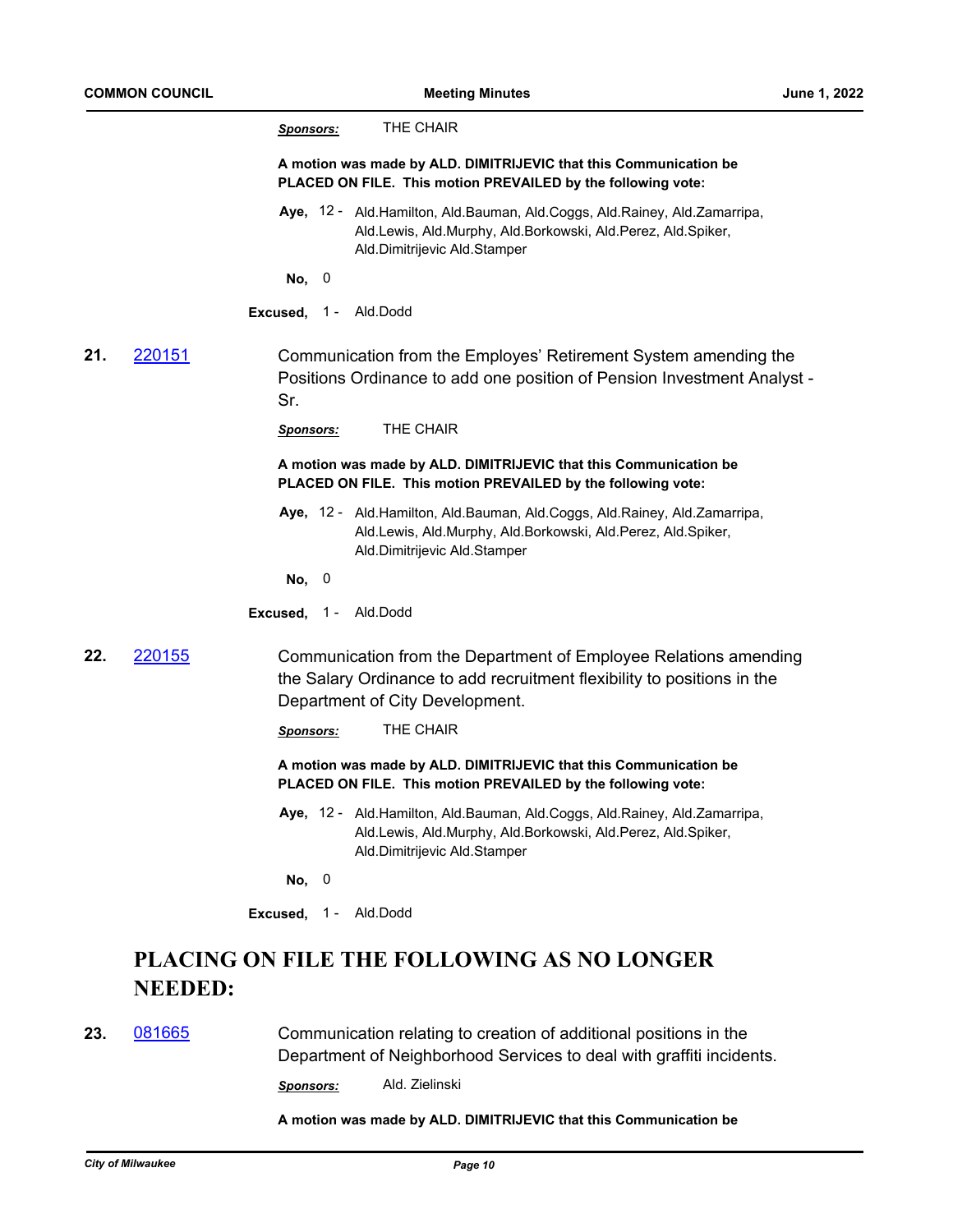*Sponsors:* THE CHAIR

**A motion was made by ALD. DIMITRIJEVIC that this Communication be PLACED ON FILE. This motion PREVAILED by the following vote:**

**Aye,** 12 - Ald.Hamilton, Ald.Bauman, Ald.Coggs, Ald.Rainey, Ald.Zamarripa, Ald.Lewis, Ald.Murphy, Ald.Borkowski, Ald.Perez, Ald.Spiker, Ald.Dimitrijevic Ald.Stamper

**No,** 0

**Excused,** 1 - Ald.Dodd

**21.** [220151](220151) Communication from the Employes' Retirement System amending the Positions Ordinance to add one position of Pension Investment Analyst - Sr.

*Sponsors:* THE CHAIR

**A motion was made by ALD. DIMITRIJEVIC that this Communication be PLACED ON FILE. This motion PREVAILED by the following vote:**

**Aye,** 12 - Ald.Hamilton, Ald.Bauman, Ald.Coggs, Ald.Rainey, Ald.Zamarripa, Ald.Lewis, Ald.Murphy, Ald.Borkowski, Ald.Perez, Ald.Spiker, Ald.Dimitrijevic Ald.Stamper

**No,** 0

**Excused,** 1 - Ald.Dodd

**22.** [220155](220155) Communication from the Department of Employee Relations amending the Salary Ordinance to add recruitment flexibility to positions in the Department of City Development.

*Sponsors:* THE CHAIR

**A motion was made by ALD. DIMITRIJEVIC that this Communication be PLACED ON FILE. This motion PREVAILED by the following vote:**

**Aye,** 12 - Ald.Hamilton, Ald.Bauman, Ald.Coggs, Ald.Rainey, Ald.Zamarripa, Ald.Lewis, Ald.Murphy, Ald.Borkowski, Ald.Perez, Ald.Spiker, Ald.Dimitrijevic Ald.Stamper

**No,** 0

**Excused,** 1 - Ald.Dodd

## PLACING ON FILE THE FOLLOWING AS NO LONGER NEEDED:

**23.** [081665](081665) Communication relating to creation of additional positions in the Department of Neighborhood Services to deal with graffiti incidents.

*Sponsors:* Ald. Zielinski

**A motion was made by ALD. DIMITRIJEVIC that this Communication be**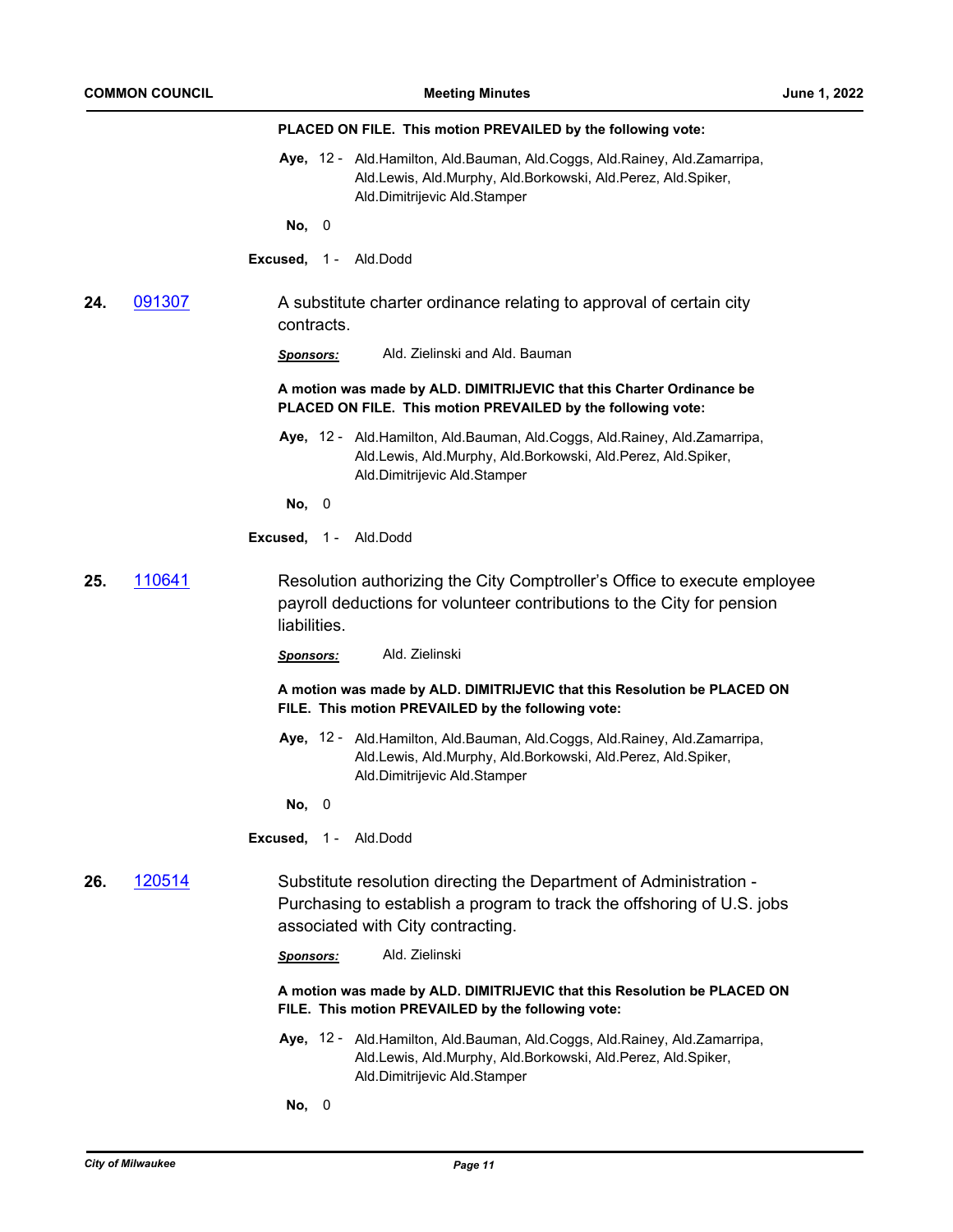**PLACED ON FILE. This motion PREVAILED by the following vote:**

**Aye,** 12 - Ald.Hamilton, Ald.Bauman, Ald.Coggs, Ald.Rainey, Ald.Zamarripa, Ald.Lewis, Ald.Murphy, Ald.Borkowski, Ald.Perez, Ald.Spiker, Ald.Dimitrijevic Ald.Stamper

**No,** 0

**Excused,** 1 - Ald.Dodd

**24.** 091307

A substitute charter ordinance relating to approval of certain city contracts.

***Sponsors:*** Ald. Zielinski and Ald. Bauman

**A motion was made by ALD. DIMITRIJEVIC that this Charter Ordinance be PLACED ON FILE. This motion PREVAILED by the following vote:**

**Aye,** 12 - Ald.Hamilton, Ald.Bauman, Ald.Coggs, Ald.Rainey, Ald.Zamarripa, Ald.Lewis, Ald.Murphy, Ald.Borkowski, Ald.Perez, Ald.Spiker, Ald.Dimitrijevic Ald.Stamper

**No,** 0

**Excused,** 1 - Ald.Dodd

**25.** 110641

Resolution authorizing the City Comptroller's Office to execute employee payroll deductions for volunteer contributions to the City for pension liabilities.

***Sponsors:*** Ald. Zielinski

**A motion was made by ALD. DIMITRIJEVIC that this Resolution be PLACED ON FILE. This motion PREVAILED by the following vote:**

**Aye,** 12 - Ald.Hamilton, Ald.Bauman, Ald.Coggs, Ald.Rainey, Ald.Zamarripa, Ald.Lewis, Ald.Murphy, Ald.Borkowski, Ald.Perez, Ald.Spiker, Ald.Dimitrijevic Ald.Stamper

**No,** 0

**Excused,** 1 - Ald.Dodd

**26.** 120514

Substitute resolution directing the Department of Administration - Purchasing to establish a program to track the offshoring of U.S. jobs associated with City contracting.

***Sponsors:*** Ald. Zielinski

**A motion was made by ALD. DIMITRIJEVIC that this Resolution be PLACED ON FILE. This motion PREVAILED by the following vote:**

**Aye,** 12 - Ald.Hamilton, Ald.Bauman, Ald.Coggs, Ald.Rainey, Ald.Zamarripa, Ald.Lewis, Ald.Murphy, Ald.Borkowski, Ald.Perez, Ald.Spiker, Ald.Dimitrijevic Ald.Stamper

**No,** 0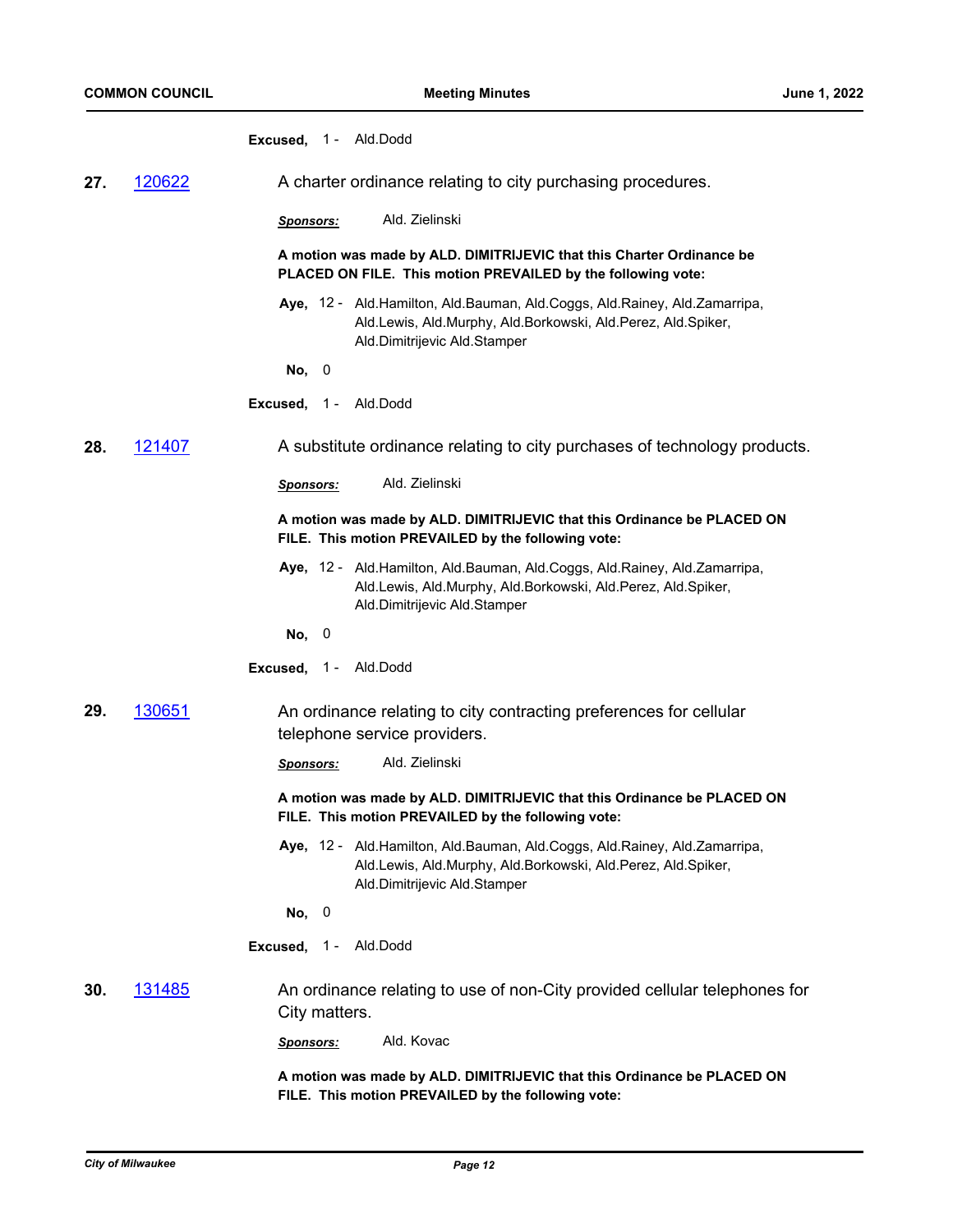**Excused,** 1 - Ald.Dodd

**27.** [120622](120622) A charter ordinance relating to city purchasing procedures.

***Sponsors:*** Ald. Zielinski

**A motion was made by ALD. DIMITRIJEVIC that this Charter Ordinance be PLACED ON FILE. This motion PREVAILED by the following vote:**

**Aye,** 12 - Ald.Hamilton, Ald.Bauman, Ald.Coggs, Ald.Rainey, Ald.Zamarripa, Ald.Lewis, Ald.Murphy, Ald.Borkowski, Ald.Perez, Ald.Spiker, Ald.Dimitrijevic Ald.Stamper

**No,** 0

**Excused,** 1 - Ald.Dodd

**28.** [121407](121407) A substitute ordinance relating to city purchases of technology products.

***Sponsors:*** Ald. Zielinski

**A motion was made by ALD. DIMITRIJEVIC that this Ordinance be PLACED ON FILE. This motion PREVAILED by the following vote:**

**Aye,** 12 - Ald.Hamilton, Ald.Bauman, Ald.Coggs, Ald.Rainey, Ald.Zamarripa, Ald.Lewis, Ald.Murphy, Ald.Borkowski, Ald.Perez, Ald.Spiker, Ald.Dimitrijevic Ald.Stamper

**No,** 0

**Excused,** 1 - Ald.Dodd

**29.** [130651](130651) An ordinance relating to city contracting preferences for cellular telephone service providers.

***Sponsors:*** Ald. Zielinski

**A motion was made by ALD. DIMITRIJEVIC that this Ordinance be PLACED ON FILE. This motion PREVAILED by the following vote:**

**Aye,** 12 - Ald.Hamilton, Ald.Bauman, Ald.Coggs, Ald.Rainey, Ald.Zamarripa, Ald.Lewis, Ald.Murphy, Ald.Borkowski, Ald.Perez, Ald.Spiker, Ald.Dimitrijevic Ald.Stamper

**No,** 0

**Excused,** 1 - Ald.Dodd

**30.** [131485](131485) An ordinance relating to use of non-City provided cellular telephones for City matters.

***Sponsors:*** Ald. Kovac

**A motion was made by ALD. DIMITRIJEVIC that this Ordinance be PLACED ON FILE. This motion PREVAILED by the following vote:**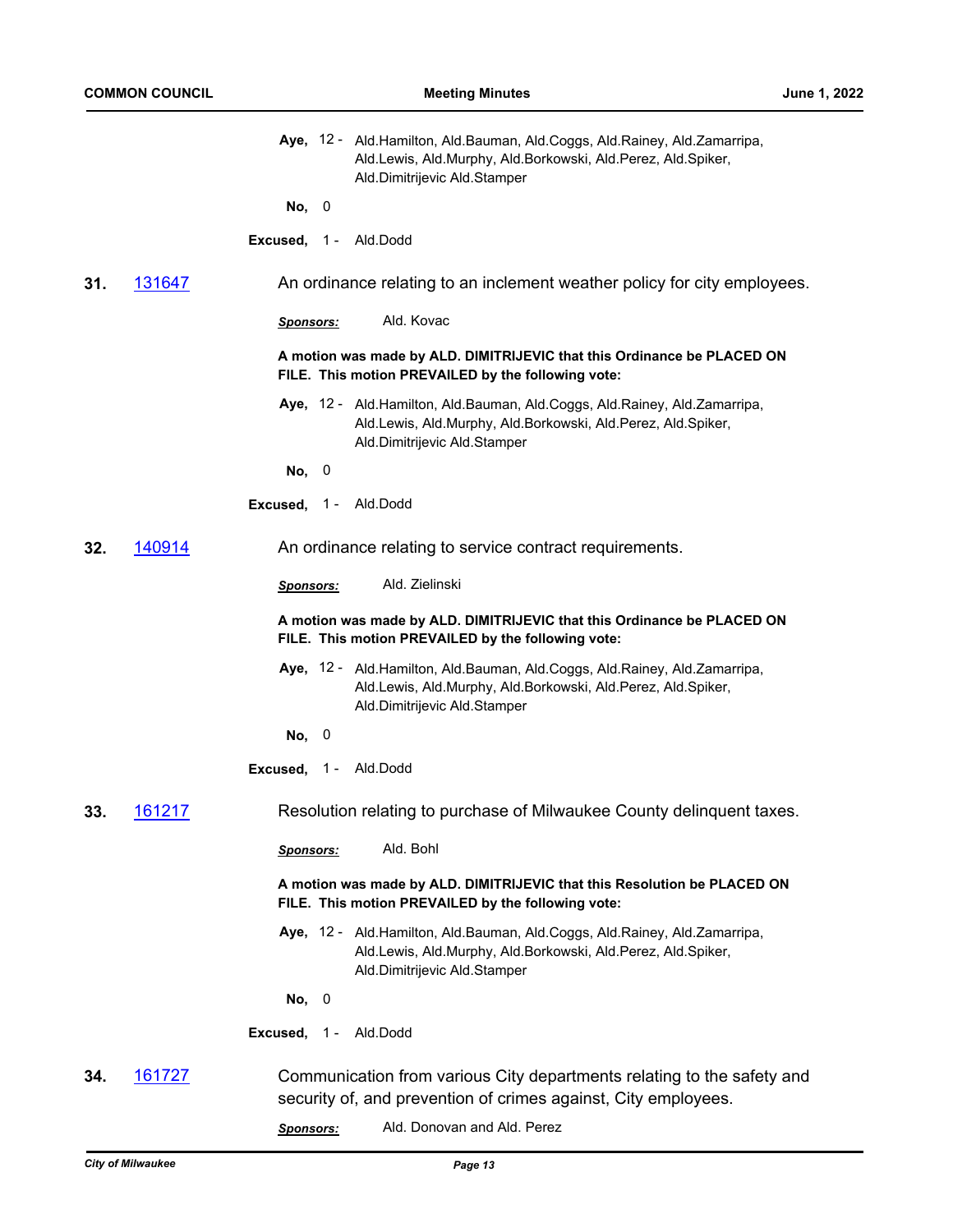**Aye,** 12 - Ald.Hamilton, Ald.Bauman, Ald.Coggs, Ald.Rainey, Ald.Zamarripa, Ald.Lewis, Ald.Murphy, Ald.Borkowski, Ald.Perez, Ald.Spiker, Ald.Dimitrijevic Ald.Stamper

**No,** 0

**Excused,** 1 - Ald.Dodd

**31.** 131647 An ordinance relating to an inclement weather policy for city employees.

***Sponsors:*** Ald. Kovac

**A motion was made by ALD. DIMITRIJEVIC that this Ordinance be PLACED ON FILE. This motion PREVAILED by the following vote:**

**Aye,** 12 - Ald.Hamilton, Ald.Bauman, Ald.Coggs, Ald.Rainey, Ald.Zamarripa, Ald.Lewis, Ald.Murphy, Ald.Borkowski, Ald.Perez, Ald.Spiker, Ald.Dimitrijevic Ald.Stamper

**No,** 0

**Excused,** 1 - Ald.Dodd

**32.** 140914 An ordinance relating to service contract requirements.

***Sponsors:*** Ald. Zielinski

**A motion was made by ALD. DIMITRIJEVIC that this Ordinance be PLACED ON FILE. This motion PREVAILED by the following vote:**

**Aye,** 12 - Ald.Hamilton, Ald.Bauman, Ald.Coggs, Ald.Rainey, Ald.Zamarripa, Ald.Lewis, Ald.Murphy, Ald.Borkowski, Ald.Perez, Ald.Spiker, Ald.Dimitrijevic Ald.Stamper

**No,** 0

**Excused,** 1 - Ald.Dodd

**33.** 161217 Resolution relating to purchase of Milwaukee County delinquent taxes.

***Sponsors:*** Ald. Bohl

**A motion was made by ALD. DIMITRIJEVIC that this Resolution be PLACED ON FILE. This motion PREVAILED by the following vote:**

**Aye,** 12 - Ald.Hamilton, Ald.Bauman, Ald.Coggs, Ald.Rainey, Ald.Zamarripa, Ald.Lewis, Ald.Murphy, Ald.Borkowski, Ald.Perez, Ald.Spiker, Ald.Dimitrijevic Ald.Stamper

**No,** 0

**Excused,** 1 - Ald.Dodd

**34.** 161727 Communication from various City departments relating to the safety and security of, and prevention of crimes against, City employees.

***Sponsors:*** Ald. Donovan and Ald. Perez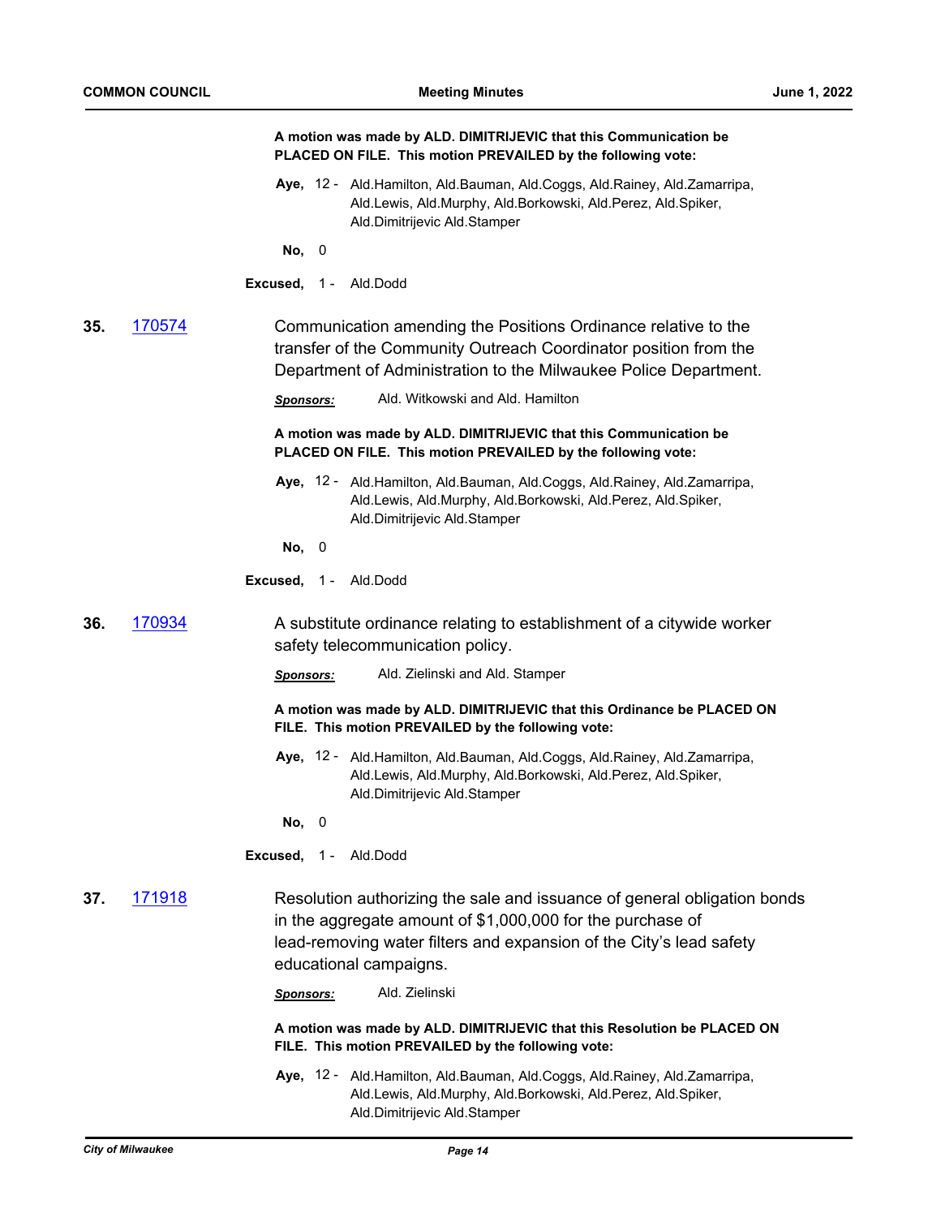**A motion was made by ALD. DIMITRIJEVIC that this Communication be PLACED ON FILE. This motion PREVAILED by the following vote:**

**Aye,** 12 - Ald.Hamilton, Ald.Bauman, Ald.Coggs, Ald.Rainey, Ald.Zamarripa, Ald.Lewis, Ald.Murphy, Ald.Borkowski, Ald.Perez, Ald.Spiker, Ald.Dimitrijevic Ald.Stamper

**No,** 0

**Excused,** 1 - Ald.Dodd

**35.** [170574](170574)

Communication amending the Positions Ordinance relative to the transfer of the Community Outreach Coordinator position from the Department of Administration to the Milwaukee Police Department.

***Sponsors:*** Ald. Witkowski and Ald. Hamilton

**A motion was made by ALD. DIMITRIJEVIC that this Communication be PLACED ON FILE. This motion PREVAILED by the following vote:**

**Aye,** 12 - Ald.Hamilton, Ald.Bauman, Ald.Coggs, Ald.Rainey, Ald.Zamarripa, Ald.Lewis, Ald.Murphy, Ald.Borkowski, Ald.Perez, Ald.Spiker, Ald.Dimitrijevic Ald.Stamper

**No,** 0

**Excused,** 1 - Ald.Dodd

**36.** [170934](170934)

A substitute ordinance relating to establishment of a citywide worker safety telecommunication policy.

***Sponsors:*** Ald. Zielinski and Ald. Stamper

**A motion was made by ALD. DIMITRIJEVIC that this Ordinance be PLACED ON FILE. This motion PREVAILED by the following vote:**

**Aye,** 12 - Ald.Hamilton, Ald.Bauman, Ald.Coggs, Ald.Rainey, Ald.Zamarripa, Ald.Lewis, Ald.Murphy, Ald.Borkowski, Ald.Perez, Ald.Spiker, Ald.Dimitrijevic Ald.Stamper

**No,** 0

**Excused,** 1 - Ald.Dodd

**37.** [171918](171918)

Resolution authorizing the sale and issuance of general obligation bonds in the aggregate amount of $1,000,000 for the purchase of lead-removing water filters and expansion of the City's lead safety educational campaigns.

***Sponsors:*** Ald. Zielinski

**A motion was made by ALD. DIMITRIJEVIC that this Resolution be PLACED ON FILE. This motion PREVAILED by the following vote:**

**Aye,** 12 - Ald.Hamilton, Ald.Bauman, Ald.Coggs, Ald.Rainey, Ald.Zamarripa, Ald.Lewis, Ald.Murphy, Ald.Borkowski, Ald.Perez, Ald.Spiker, Ald.Dimitrijevic Ald.Stamper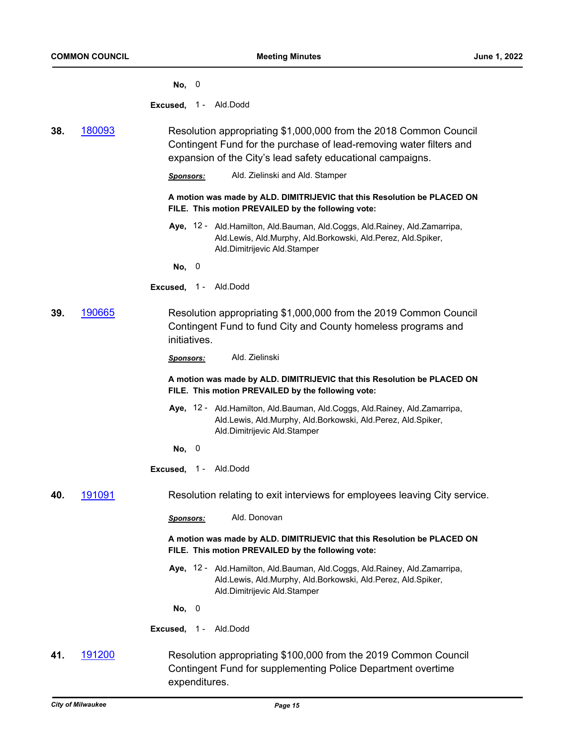**No,** 0

**Excused,** 1 - Ald.Dodd

**38.** [180093](180093)

Resolution appropriating $1,000,000 from the 2018 Common Council Contingent Fund for the purchase of lead-removing water filters and expansion of the City's lead safety educational campaigns.

***Sponsors:*** Ald. Zielinski and Ald. Stamper

**A motion was made by ALD. DIMITRIJEVIC that this Resolution be PLACED ON FILE. This motion PREVAILED by the following vote:**

**Aye,** 12 - Ald.Hamilton, Ald.Bauman, Ald.Coggs, Ald.Rainey, Ald.Zamarripa, Ald.Lewis, Ald.Murphy, Ald.Borkowski, Ald.Perez, Ald.Spiker, Ald.Dimitrijevic Ald.Stamper

**No,** 0

**Excused,** 1 - Ald.Dodd

**39.** [190665](190665)

Resolution appropriating $1,000,000 from the 2019 Common Council Contingent Fund to fund City and County homeless programs and initiatives.

***Sponsors:*** Ald. Zielinski

**A motion was made by ALD. DIMITRIJEVIC that this Resolution be PLACED ON FILE. This motion PREVAILED by the following vote:**

**Aye,** 12 - Ald.Hamilton, Ald.Bauman, Ald.Coggs, Ald.Rainey, Ald.Zamarripa, Ald.Lewis, Ald.Murphy, Ald.Borkowski, Ald.Perez, Ald.Spiker, Ald.Dimitrijevic Ald.Stamper

**No,** 0

**Excused,** 1 - Ald.Dodd

**40.** [191091](191091)

Resolution relating to exit interviews for employees leaving City service.

***Sponsors:*** Ald. Donovan

**A motion was made by ALD. DIMITRIJEVIC that this Resolution be PLACED ON FILE. This motion PREVAILED by the following vote:**

**Aye,** 12 - Ald.Hamilton, Ald.Bauman, Ald.Coggs, Ald.Rainey, Ald.Zamarripa, Ald.Lewis, Ald.Murphy, Ald.Borkowski, Ald.Perez, Ald.Spiker, Ald.Dimitrijevic Ald.Stamper

**No,** 0

**Excused,** 1 - Ald.Dodd

**41.** [191200](191200)

Resolution appropriating $100,000 from the 2019 Common Council Contingent Fund for supplementing Police Department overtime expenditures.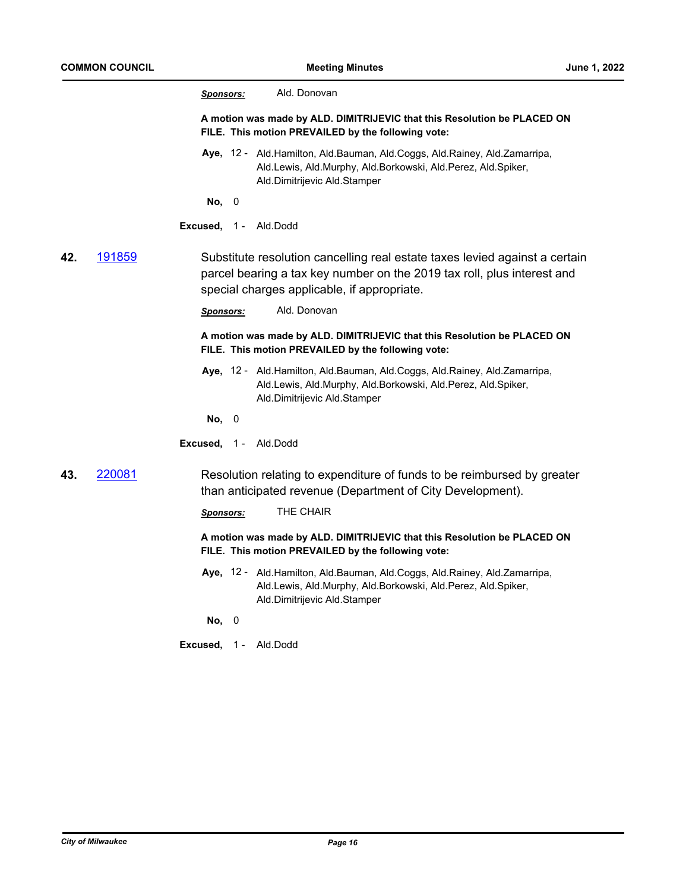*Sponsors:* Ald. Donovan

**A motion was made by ALD. DIMITRIJEVIC that this Resolution be PLACED ON FILE. This motion PREVAILED by the following vote:**

**Aye,** 12 - Ald.Hamilton, Ald.Bauman, Ald.Coggs, Ald.Rainey, Ald.Zamarripa, Ald.Lewis, Ald.Murphy, Ald.Borkowski, Ald.Perez, Ald.Spiker, Ald.Dimitrijevic Ald.Stamper

**No,** 0

**Excused,** 1 - Ald.Dodd

**42.** 191859

Substitute resolution cancelling real estate taxes levied against a certain parcel bearing a tax key number on the 2019 tax roll, plus interest and special charges applicable, if appropriate.

*Sponsors:* Ald. Donovan

**A motion was made by ALD. DIMITRIJEVIC that this Resolution be PLACED ON FILE. This motion PREVAILED by the following vote:**

**Aye,** 12 - Ald.Hamilton, Ald.Bauman, Ald.Coggs, Ald.Rainey, Ald.Zamarripa, Ald.Lewis, Ald.Murphy, Ald.Borkowski, Ald.Perez, Ald.Spiker, Ald.Dimitrijevic Ald.Stamper

**No,** 0

**Excused,** 1 - Ald.Dodd

**43.** 220081

Resolution relating to expenditure of funds to be reimbursed by greater than anticipated revenue (Department of City Development).

*Sponsors:* THE CHAIR

**A motion was made by ALD. DIMITRIJEVIC that this Resolution be PLACED ON FILE. This motion PREVAILED by the following vote:**

**Aye,** 12 - Ald.Hamilton, Ald.Bauman, Ald.Coggs, Ald.Rainey, Ald.Zamarripa, Ald.Lewis, Ald.Murphy, Ald.Borkowski, Ald.Perez, Ald.Spiker, Ald.Dimitrijevic Ald.Stamper

**No,** 0

**Excused,** 1 - Ald.Dodd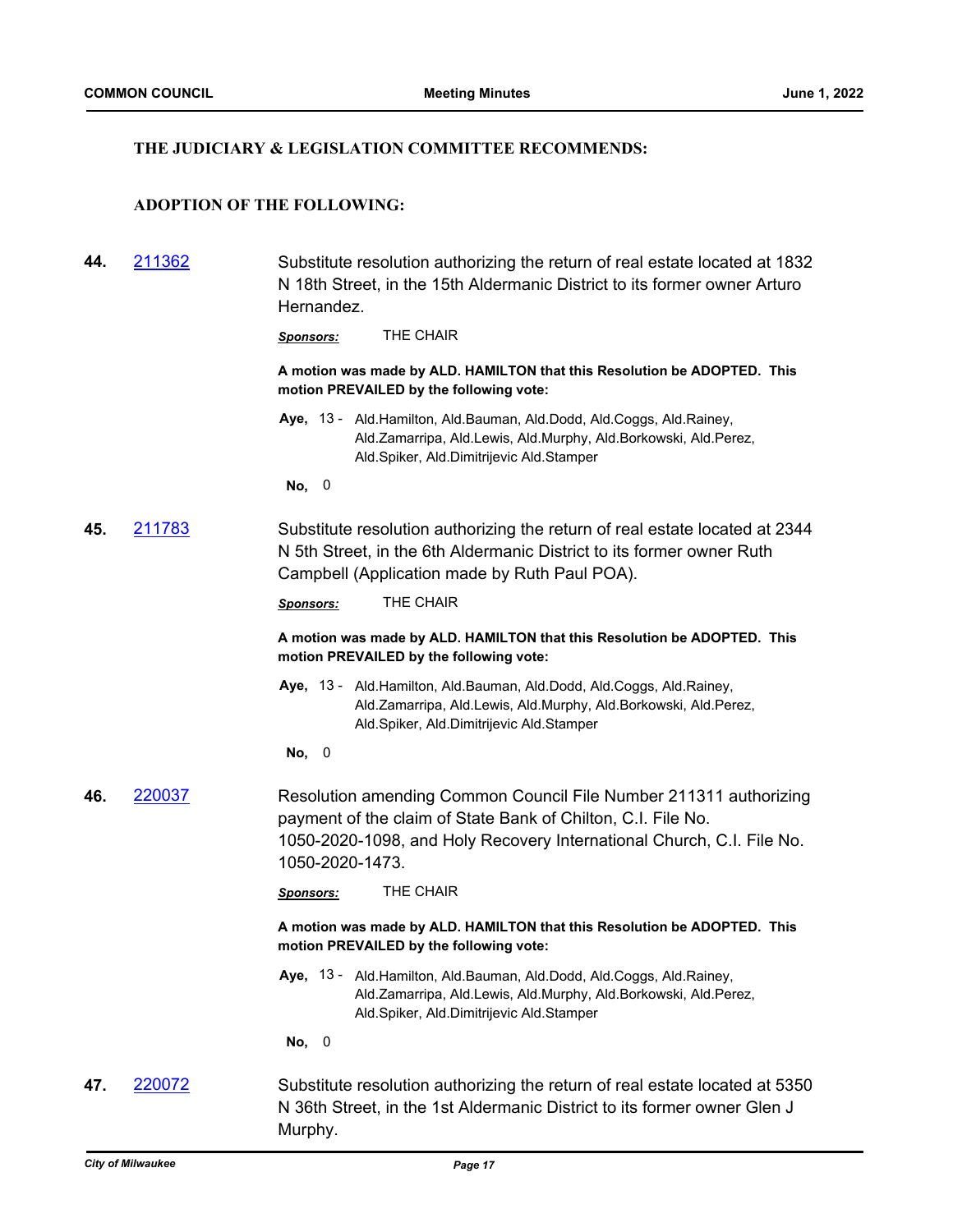**THE JUDICIARY & LEGISLATION COMMITTEE RECOMMENDS:**

**ADOPTION OF THE FOLLOWING:**

**44.** [211362](211362) Substitute resolution authorizing the return of real estate located at 1832 N 18th Street, in the 15th Aldermanic District to its former owner Arturo Hernandez.

***Sponsors:*** THE CHAIR

**A motion was made by ALD. HAMILTON that this Resolution be ADOPTED. This motion PREVAILED by the following vote:**

**Aye,** 13 - Ald.Hamilton, Ald.Bauman, Ald.Dodd, Ald.Coggs, Ald.Rainey, Ald.Zamarripa, Ald.Lewis, Ald.Murphy, Ald.Borkowski, Ald.Perez, Ald.Spiker, Ald.Dimitrijevic Ald.Stamper

**No,** 0

**45.** [211783](211783) Substitute resolution authorizing the return of real estate located at 2344 N 5th Street, in the 6th Aldermanic District to its former owner Ruth Campbell (Application made by Ruth Paul POA).

***Sponsors:*** THE CHAIR

**A motion was made by ALD. HAMILTON that this Resolution be ADOPTED. This motion PREVAILED by the following vote:**

**Aye,** 13 - Ald.Hamilton, Ald.Bauman, Ald.Dodd, Ald.Coggs, Ald.Rainey, Ald.Zamarripa, Ald.Lewis, Ald.Murphy, Ald.Borkowski, Ald.Perez, Ald.Spiker, Ald.Dimitrijevic Ald.Stamper

**No,** 0

**46.** [220037](220037) Resolution amending Common Council File Number 211311 authorizing payment of the claim of State Bank of Chilton, C.I. File No. 1050-2020-1098, and Holy Recovery International Church, C.I. File No. 1050-2020-1473.

***Sponsors:*** THE CHAIR

**A motion was made by ALD. HAMILTON that this Resolution be ADOPTED. This motion PREVAILED by the following vote:**

**Aye,** 13 - Ald.Hamilton, Ald.Bauman, Ald.Dodd, Ald.Coggs, Ald.Rainey, Ald.Zamarripa, Ald.Lewis, Ald.Murphy, Ald.Borkowski, Ald.Perez, Ald.Spiker, Ald.Dimitrijevic Ald.Stamper

**No,** 0

**47.** [220072](220072) Substitute resolution authorizing the return of real estate located at 5350 N 36th Street, in the 1st Aldermanic District to its former owner Glen J Murphy.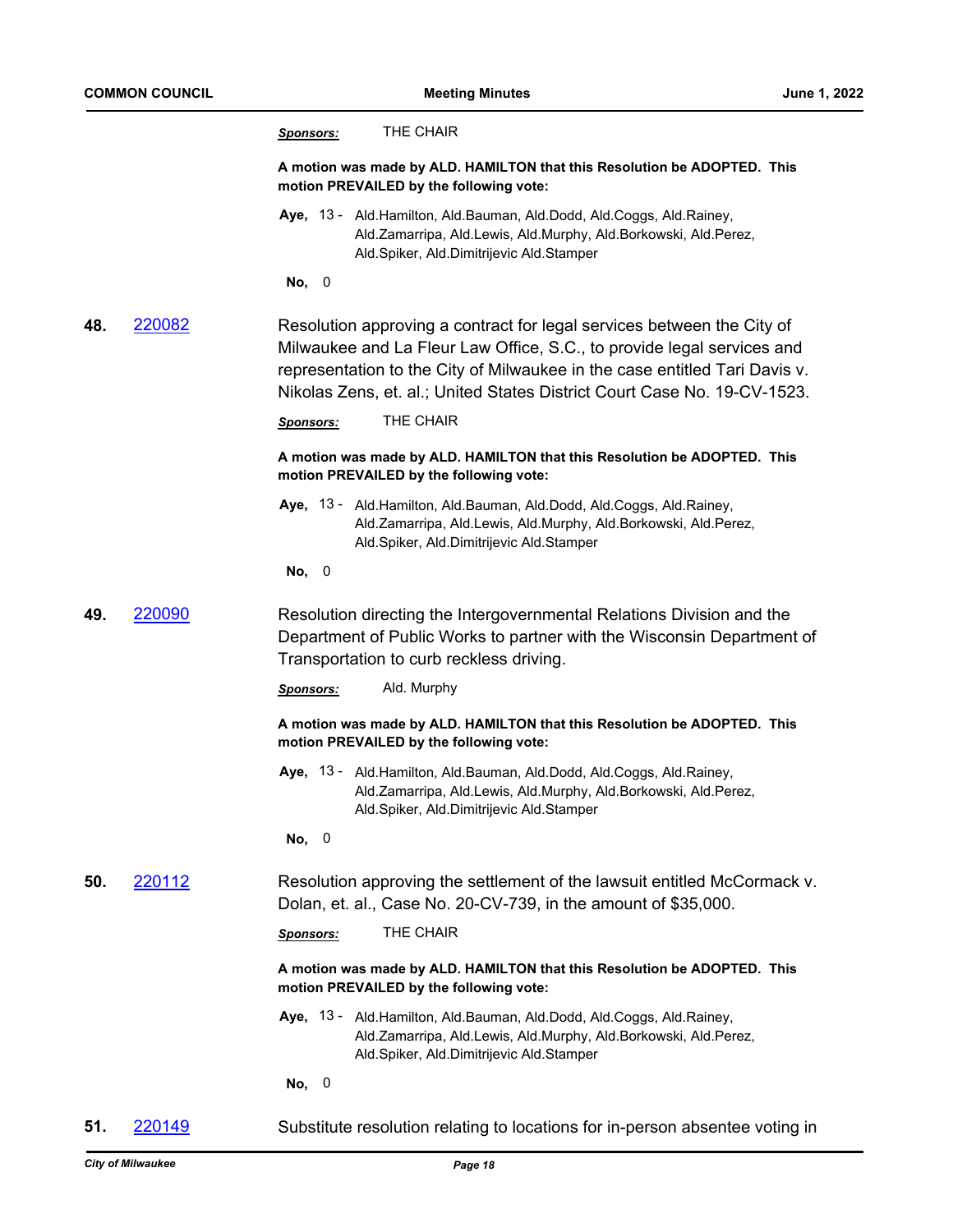***Sponsors:*** THE CHAIR

**A motion was made by ALD. HAMILTON that this Resolution be ADOPTED. This motion PREVAILED by the following vote:**

**Aye,** 13 - Ald.Hamilton, Ald.Bauman, Ald.Dodd, Ald.Coggs, Ald.Rainey, Ald.Zamarripa, Ald.Lewis, Ald.Murphy, Ald.Borkowski, Ald.Perez, Ald.Spiker, Ald.Dimitrijevic Ald.Stamper

**No,** 0

**48.** 220082

Resolution approving a contract for legal services between the City of Milwaukee and La Fleur Law Office, S.C., to provide legal services and representation to the City of Milwaukee in the case entitled Tari Davis v. Nikolas Zens, et. al.; United States District Court Case No. 19-CV-1523.

***Sponsors:*** THE CHAIR

**A motion was made by ALD. HAMILTON that this Resolution be ADOPTED. This motion PREVAILED by the following vote:**

**Aye,** 13 - Ald.Hamilton, Ald.Bauman, Ald.Dodd, Ald.Coggs, Ald.Rainey, Ald.Zamarripa, Ald.Lewis, Ald.Murphy, Ald.Borkowski, Ald.Perez, Ald.Spiker, Ald.Dimitrijevic Ald.Stamper

**No,** 0

**49.** 220090

Resolution directing the Intergovernmental Relations Division and the Department of Public Works to partner with the Wisconsin Department of Transportation to curb reckless driving.

***Sponsors:*** Ald. Murphy

**A motion was made by ALD. HAMILTON that this Resolution be ADOPTED. This motion PREVAILED by the following vote:**

**Aye,** 13 - Ald.Hamilton, Ald.Bauman, Ald.Dodd, Ald.Coggs, Ald.Rainey, Ald.Zamarripa, Ald.Lewis, Ald.Murphy, Ald.Borkowski, Ald.Perez, Ald.Spiker, Ald.Dimitrijevic Ald.Stamper

**No,** 0

**50.** 220112

Resolution approving the settlement of the lawsuit entitled McCormack v. Dolan, et. al., Case No. 20-CV-739, in the amount of $35,000.

***Sponsors:*** THE CHAIR

**A motion was made by ALD. HAMILTON that this Resolution be ADOPTED. This motion PREVAILED by the following vote:**

**Aye,** 13 - Ald.Hamilton, Ald.Bauman, Ald.Dodd, Ald.Coggs, Ald.Rainey, Ald.Zamarripa, Ald.Lewis, Ald.Murphy, Ald.Borkowski, Ald.Perez, Ald.Spiker, Ald.Dimitrijevic Ald.Stamper

**No,** 0

**51.** 220149

Substitute resolution relating to locations for in-person absentee voting in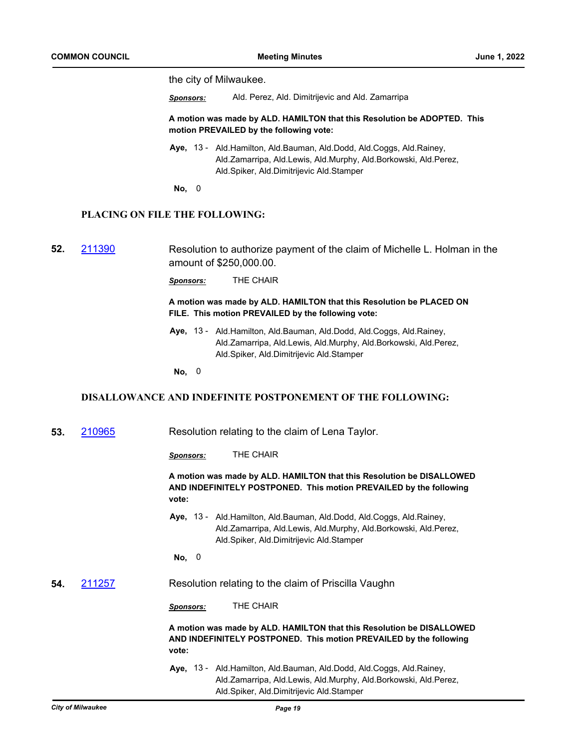the city of Milwaukee.

***Sponsors:*** Ald. Perez, Ald. Dimitrijevic and Ald. Zamarripa

**A motion was made by ALD. HAMILTON that this Resolution be ADOPTED. This motion PREVAILED by the following vote:**

**Aye,** 13 - Ald.Hamilton, Ald.Bauman, Ald.Dodd, Ald.Coggs, Ald.Rainey, Ald.Zamarripa, Ald.Lewis, Ald.Murphy, Ald.Borkowski, Ald.Perez, Ald.Spiker, Ald.Dimitrijevic Ald.Stamper

**No,** 0

### PLACING ON FILE THE FOLLOWING:

**52.** 211390 Resolution to authorize payment of the claim of Michelle L. Holman in the amount of $250,000.00.

***Sponsors:*** THE CHAIR

**A motion was made by ALD. HAMILTON that this Resolution be PLACED ON FILE. This motion PREVAILED by the following vote:**

**Aye,** 13 - Ald.Hamilton, Ald.Bauman, Ald.Dodd, Ald.Coggs, Ald.Rainey, Ald.Zamarripa, Ald.Lewis, Ald.Murphy, Ald.Borkowski, Ald.Perez, Ald.Spiker, Ald.Dimitrijevic Ald.Stamper

**No,** 0

### DISALLOWANCE AND INDEFINITE POSTPONEMENT OF THE FOLLOWING:

**53.** 210965 Resolution relating to the claim of Lena Taylor.

***Sponsors:*** THE CHAIR

**A motion was made by ALD. HAMILTON that this Resolution be DISALLOWED AND INDEFINITELY POSTPONED. This motion PREVAILED by the following vote:**

**Aye,** 13 - Ald.Hamilton, Ald.Bauman, Ald.Dodd, Ald.Coggs, Ald.Rainey, Ald.Zamarripa, Ald.Lewis, Ald.Murphy, Ald.Borkowski, Ald.Perez, Ald.Spiker, Ald.Dimitrijevic Ald.Stamper

**No,** 0

**54.** 211257 Resolution relating to the claim of Priscilla Vaughn

***Sponsors:*** THE CHAIR

**A motion was made by ALD. HAMILTON that this Resolution be DISALLOWED AND INDEFINITELY POSTPONED. This motion PREVAILED by the following vote:**

**Aye,** 13 - Ald.Hamilton, Ald.Bauman, Ald.Dodd, Ald.Coggs, Ald.Rainey, Ald.Zamarripa, Ald.Lewis, Ald.Murphy, Ald.Borkowski, Ald.Perez, Ald.Spiker, Ald.Dimitrijevic Ald.Stamper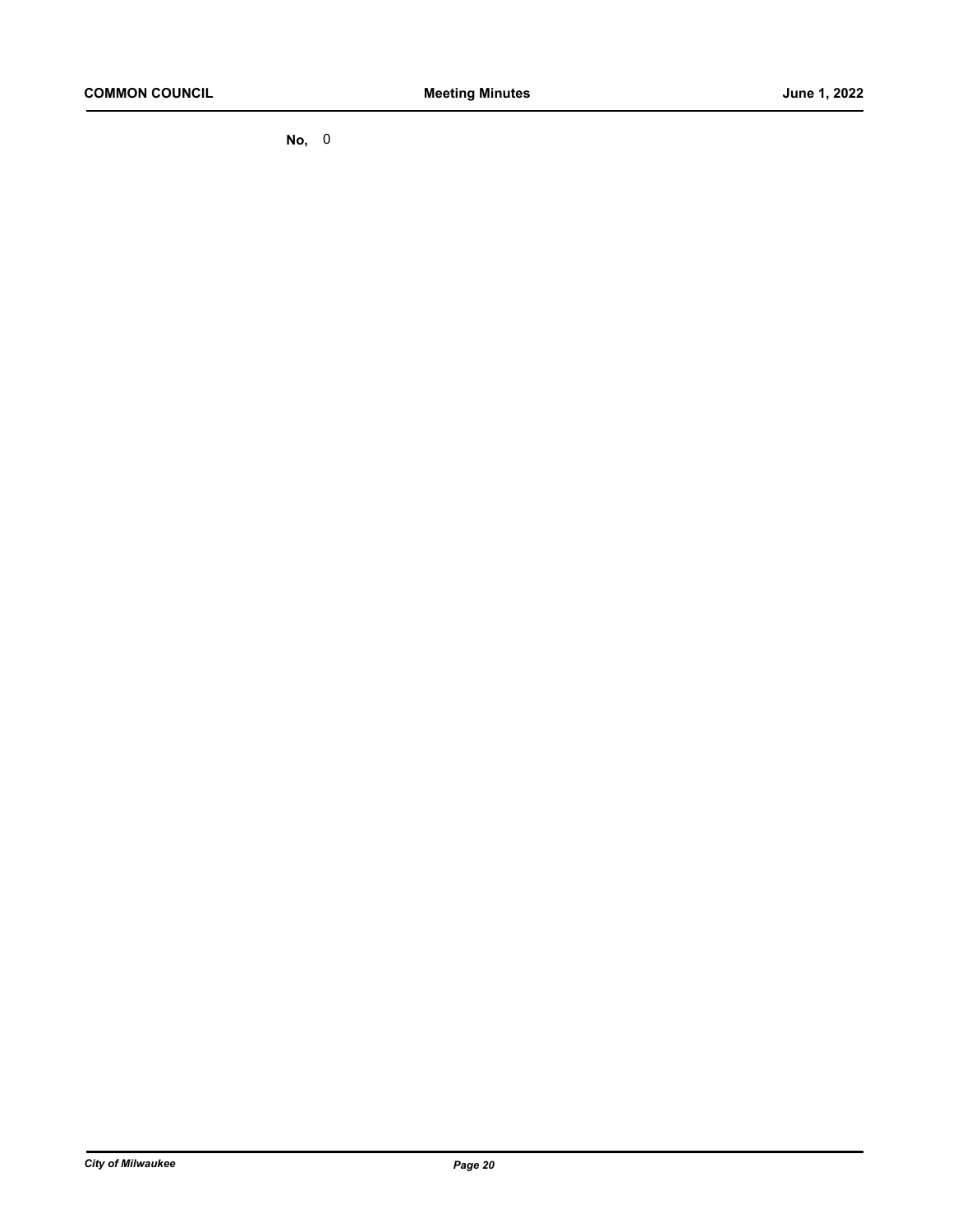**No,** 0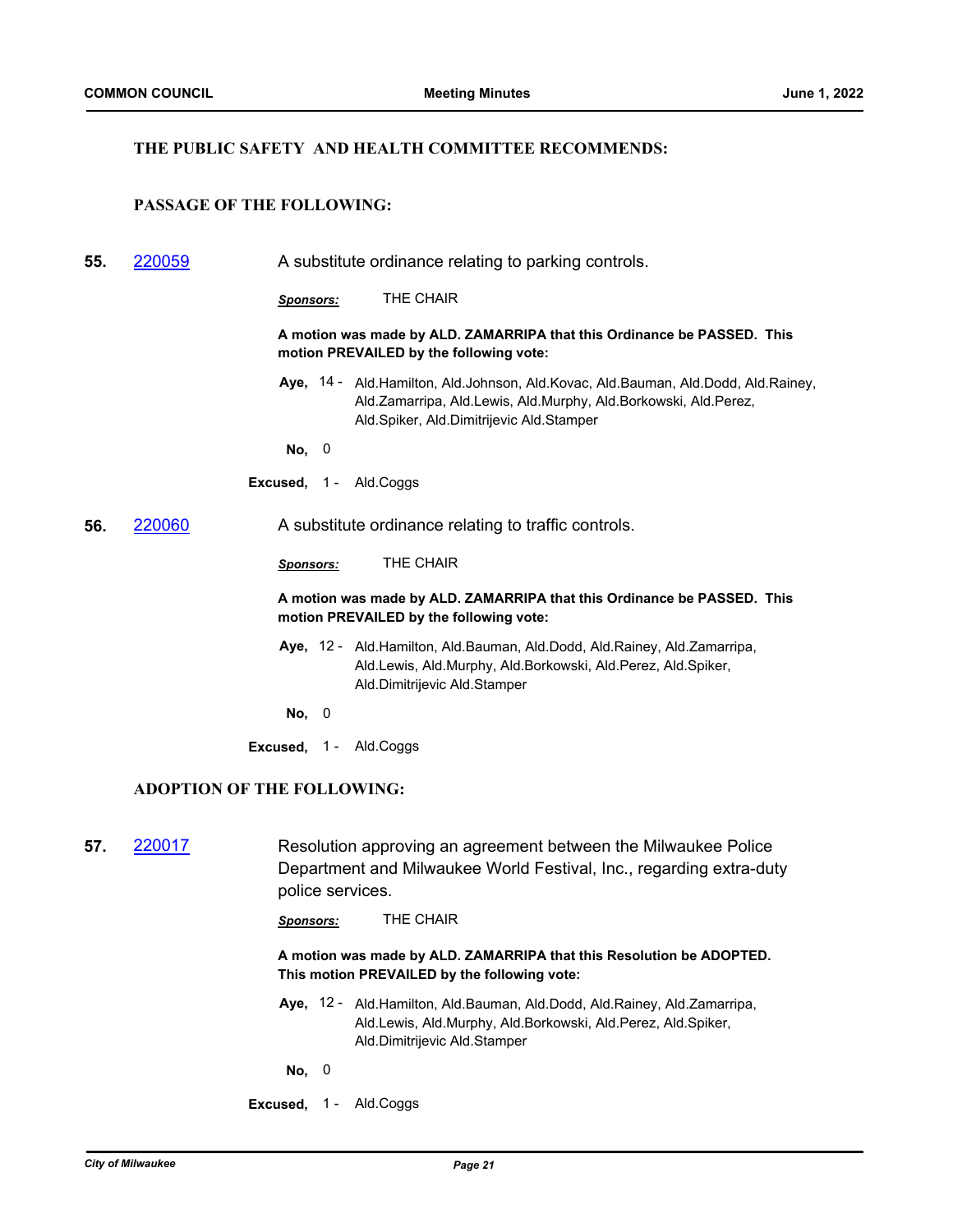### THE PUBLIC SAFETY AND HEALTH COMMITTEE RECOMMENDS:

### PASSAGE OF THE FOLLOWING:

**55.** [220059](220059) A substitute ordinance relating to parking controls.

***Sponsors:*** THE CHAIR

**A motion was made by ALD. ZAMARRIPA that this Ordinance be PASSED. This motion PREVAILED by the following vote:**

**Aye,** 14 - Ald.Hamilton, Ald.Johnson, Ald.Kovac, Ald.Bauman, Ald.Dodd, Ald.Rainey, Ald.Zamarripa, Ald.Lewis, Ald.Murphy, Ald.Borkowski, Ald.Perez, Ald.Spiker, Ald.Dimitrijevic Ald.Stamper

**No,** 0

**Excused,** 1 - Ald.Coggs

**56.** [220060](220060) A substitute ordinance relating to traffic controls.

***Sponsors:*** THE CHAIR

**A motion was made by ALD. ZAMARRIPA that this Ordinance be PASSED. This motion PREVAILED by the following vote:**

**Aye,** 12 - Ald.Hamilton, Ald.Bauman, Ald.Dodd, Ald.Rainey, Ald.Zamarripa, Ald.Lewis, Ald.Murphy, Ald.Borkowski, Ald.Perez, Ald.Spiker, Ald.Dimitrijevic Ald.Stamper

**No,** 0

**Excused,** 1 - Ald.Coggs

### ADOPTION OF THE FOLLOWING:

**57.** [220017](220017) Resolution approving an agreement between the Milwaukee Police Department and Milwaukee World Festival, Inc., regarding extra-duty police services.

***Sponsors:*** THE CHAIR

**A motion was made by ALD. ZAMARRIPA that this Resolution be ADOPTED. This motion PREVAILED by the following vote:**

**Aye,** 12 - Ald.Hamilton, Ald.Bauman, Ald.Dodd, Ald.Rainey, Ald.Zamarripa, Ald.Lewis, Ald.Murphy, Ald.Borkowski, Ald.Perez, Ald.Spiker, Ald.Dimitrijevic Ald.Stamper

**No,** 0

**Excused,** 1 - Ald.Coggs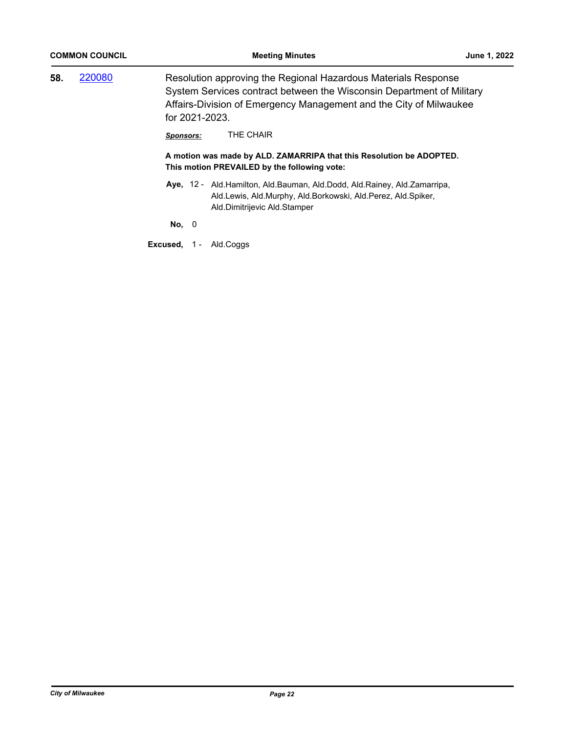**58.** [220080](220080)

Resolution approving the Regional Hazardous Materials Response System Services contract between the Wisconsin Department of Military Affairs-Division of Emergency Management and the City of Milwaukee for 2021-2023.

***Sponsors:*** THE CHAIR

**A motion was made by ALD. ZAMARRIPA that this Resolution be ADOPTED. This motion PREVAILED by the following vote:**

**Aye,** 12 - Ald.Hamilton, Ald.Bauman, Ald.Dodd, Ald.Rainey, Ald.Zamarripa, Ald.Lewis, Ald.Murphy, Ald.Borkowski, Ald.Perez, Ald.Spiker, Ald.Dimitrijevic Ald.Stamper

**No,** 0

**Excused,** 1 - Ald.Coggs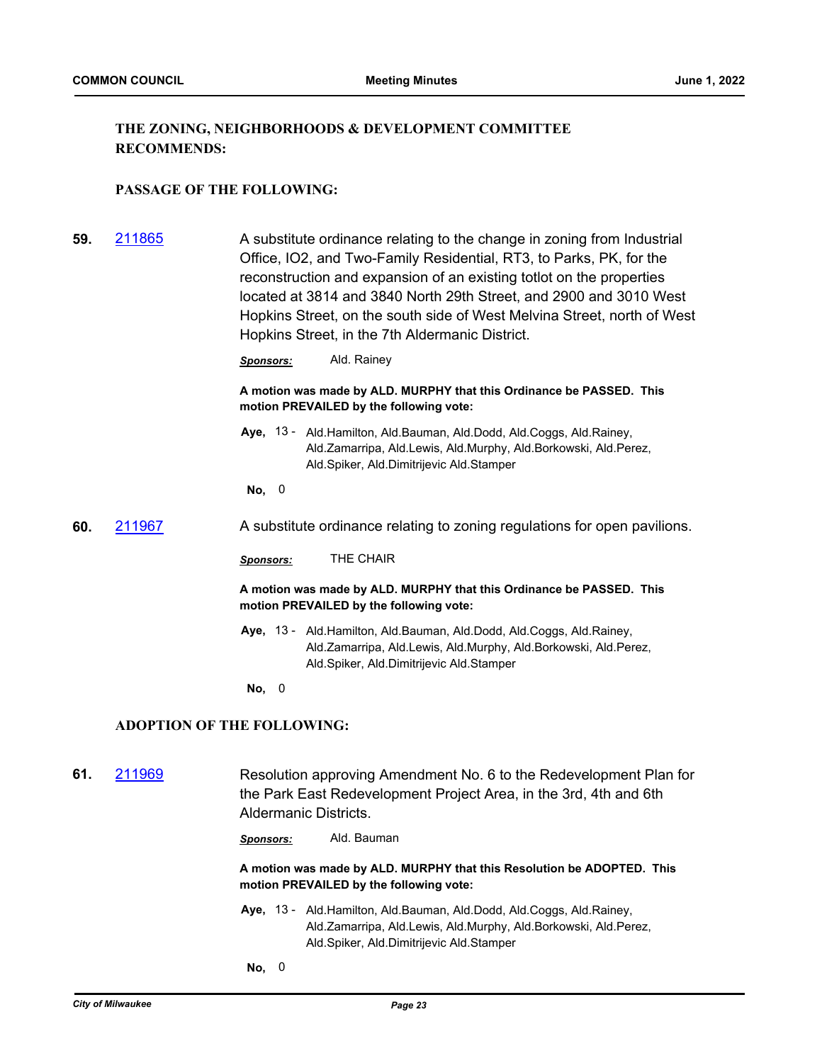**THE ZONING, NEIGHBORHOODS & DEVELOPMENT COMMITTEE RECOMMENDS:**

**PASSAGE OF THE FOLLOWING:**

**59.** 211865 — A substitute ordinance relating to the change in zoning from Industrial Office, IO2, and Two-Family Residential, RT3, to Parks, PK, for the reconstruction and expansion of an existing totlot on the properties located at 3814 and 3840 North 29th Street, and 2900 and 3010 West Hopkins Street, on the south side of West Melvina Street, north of West Hopkins Street, in the 7th Aldermanic District.

***Sponsors:*** Ald. Rainey

**A motion was made by ALD. MURPHY that this Ordinance be PASSED. This motion PREVAILED by the following vote:**

**Aye,** 13 - Ald.Hamilton, Ald.Bauman, Ald.Dodd, Ald.Coggs, Ald.Rainey, Ald.Zamarripa, Ald.Lewis, Ald.Murphy, Ald.Borkowski, Ald.Perez, Ald.Spiker, Ald.Dimitrijevic Ald.Stamper

**No,** 0

**60.** 211967 — A substitute ordinance relating to zoning regulations for open pavilions.

***Sponsors:*** THE CHAIR

**A motion was made by ALD. MURPHY that this Ordinance be PASSED. This motion PREVAILED by the following vote:**

**Aye,** 13 - Ald.Hamilton, Ald.Bauman, Ald.Dodd, Ald.Coggs, Ald.Rainey, Ald.Zamarripa, Ald.Lewis, Ald.Murphy, Ald.Borkowski, Ald.Perez, Ald.Spiker, Ald.Dimitrijevic Ald.Stamper

**No,** 0

**ADOPTION OF THE FOLLOWING:**

**61.** 211969 — Resolution approving Amendment No. 6 to the Redevelopment Plan for the Park East Redevelopment Project Area, in the 3rd, 4th and 6th Aldermanic Districts.

***Sponsors:*** Ald. Bauman

**A motion was made by ALD. MURPHY that this Resolution be ADOPTED. This motion PREVAILED by the following vote:**

**Aye,** 13 - Ald.Hamilton, Ald.Bauman, Ald.Dodd, Ald.Coggs, Ald.Rainey, Ald.Zamarripa, Ald.Lewis, Ald.Murphy, Ald.Borkowski, Ald.Perez, Ald.Spiker, Ald.Dimitrijevic Ald.Stamper

**No,** 0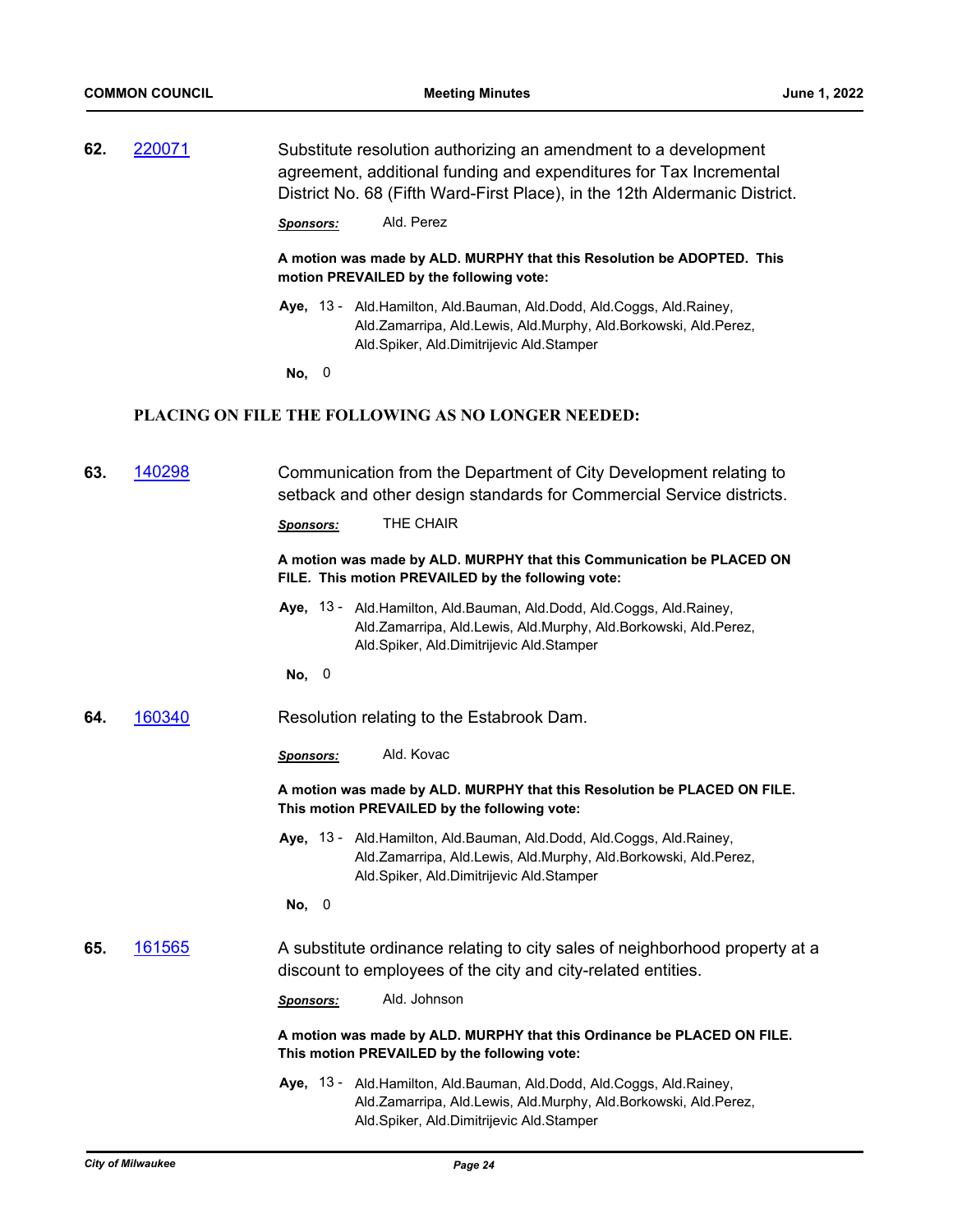**62.** 220071 Substitute resolution authorizing an amendment to a development agreement, additional funding and expenditures for Tax Incremental District No. 68 (Fifth Ward-First Place), in the 12th Aldermanic District.

***Sponsors:*** Ald. Perez

**A motion was made by ALD. MURPHY that this Resolution be ADOPTED. This motion PREVAILED by the following vote:**

**Aye,** 13 - Ald.Hamilton, Ald.Bauman, Ald.Dodd, Ald.Coggs, Ald.Rainey, Ald.Zamarripa, Ald.Lewis, Ald.Murphy, Ald.Borkowski, Ald.Perez, Ald.Spiker, Ald.Dimitrijevic Ald.Stamper

**No,** 0

## PLACING ON FILE THE FOLLOWING AS NO LONGER NEEDED:

**63.** 140298 Communication from the Department of City Development relating to setback and other design standards for Commercial Service districts.

***Sponsors:*** THE CHAIR

**A motion was made by ALD. MURPHY that this Communication be PLACED ON FILE. This motion PREVAILED by the following vote:**

**Aye,** 13 - Ald.Hamilton, Ald.Bauman, Ald.Dodd, Ald.Coggs, Ald.Rainey, Ald.Zamarripa, Ald.Lewis, Ald.Murphy, Ald.Borkowski, Ald.Perez, Ald.Spiker, Ald.Dimitrijevic Ald.Stamper

**No,** 0

**64.** 160340 Resolution relating to the Estabrook Dam.

***Sponsors:*** Ald. Kovac

**A motion was made by ALD. MURPHY that this Resolution be PLACED ON FILE. This motion PREVAILED by the following vote:**

**Aye,** 13 - Ald.Hamilton, Ald.Bauman, Ald.Dodd, Ald.Coggs, Ald.Rainey, Ald.Zamarripa, Ald.Lewis, Ald.Murphy, Ald.Borkowski, Ald.Perez, Ald.Spiker, Ald.Dimitrijevic Ald.Stamper

**No,** 0

**65.** 161565 A substitute ordinance relating to city sales of neighborhood property at a discount to employees of the city and city-related entities.

***Sponsors:*** Ald. Johnson

**A motion was made by ALD. MURPHY that this Ordinance be PLACED ON FILE. This motion PREVAILED by the following vote:**

**Aye,** 13 - Ald.Hamilton, Ald.Bauman, Ald.Dodd, Ald.Coggs, Ald.Rainey, Ald.Zamarripa, Ald.Lewis, Ald.Murphy, Ald.Borkowski, Ald.Perez, Ald.Spiker, Ald.Dimitrijevic Ald.Stamper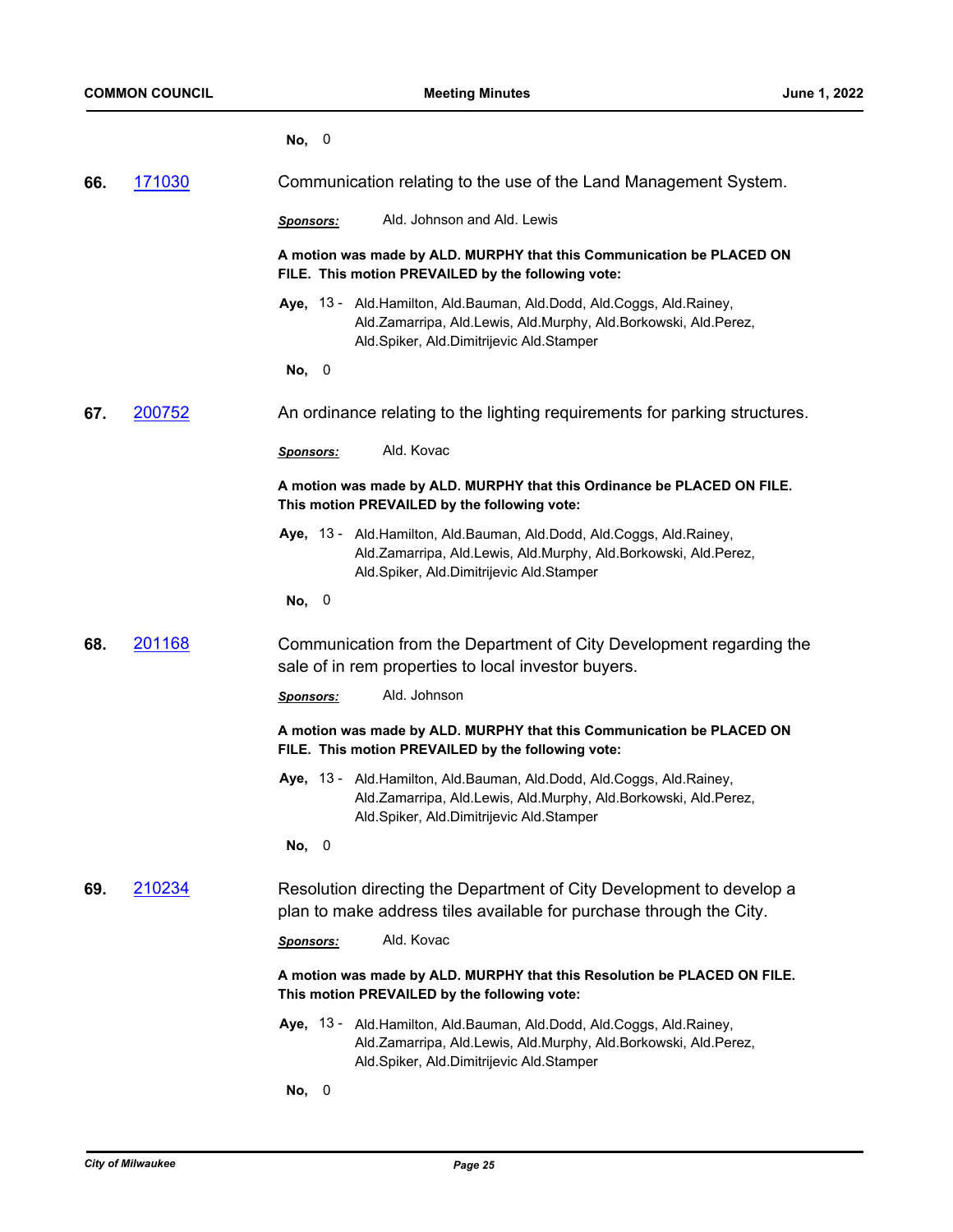**No,** 0

**66.** 171030 Communication relating to the use of the Land Management System.

***Sponsors:*** Ald. Johnson and Ald. Lewis

**A motion was made by ALD. MURPHY that this Communication be PLACED ON FILE. This motion PREVAILED by the following vote:**

**Aye,** 13 - Ald.Hamilton, Ald.Bauman, Ald.Dodd, Ald.Coggs, Ald.Rainey, Ald.Zamarripa, Ald.Lewis, Ald.Murphy, Ald.Borkowski, Ald.Perez, Ald.Spiker, Ald.Dimitrijevic Ald.Stamper

**No,** 0

**67.** 200752 An ordinance relating to the lighting requirements for parking structures.

***Sponsors:*** Ald. Kovac

**A motion was made by ALD. MURPHY that this Ordinance be PLACED ON FILE. This motion PREVAILED by the following vote:**

**Aye,** 13 - Ald.Hamilton, Ald.Bauman, Ald.Dodd, Ald.Coggs, Ald.Rainey, Ald.Zamarripa, Ald.Lewis, Ald.Murphy, Ald.Borkowski, Ald.Perez, Ald.Spiker, Ald.Dimitrijevic Ald.Stamper

**No,** 0

**68.** 201168 Communication from the Department of City Development regarding the sale of in rem properties to local investor buyers.

***Sponsors:*** Ald. Johnson

**A motion was made by ALD. MURPHY that this Communication be PLACED ON FILE. This motion PREVAILED by the following vote:**

**Aye,** 13 - Ald.Hamilton, Ald.Bauman, Ald.Dodd, Ald.Coggs, Ald.Rainey, Ald.Zamarripa, Ald.Lewis, Ald.Murphy, Ald.Borkowski, Ald.Perez, Ald.Spiker, Ald.Dimitrijevic Ald.Stamper

**No,** 0

**69.** 210234 Resolution directing the Department of City Development to develop a plan to make address tiles available for purchase through the City.

***Sponsors:*** Ald. Kovac

**A motion was made by ALD. MURPHY that this Resolution be PLACED ON FILE. This motion PREVAILED by the following vote:**

**Aye,** 13 - Ald.Hamilton, Ald.Bauman, Ald.Dodd, Ald.Coggs, Ald.Rainey, Ald.Zamarripa, Ald.Lewis, Ald.Murphy, Ald.Borkowski, Ald.Perez, Ald.Spiker, Ald.Dimitrijevic Ald.Stamper

**No,** 0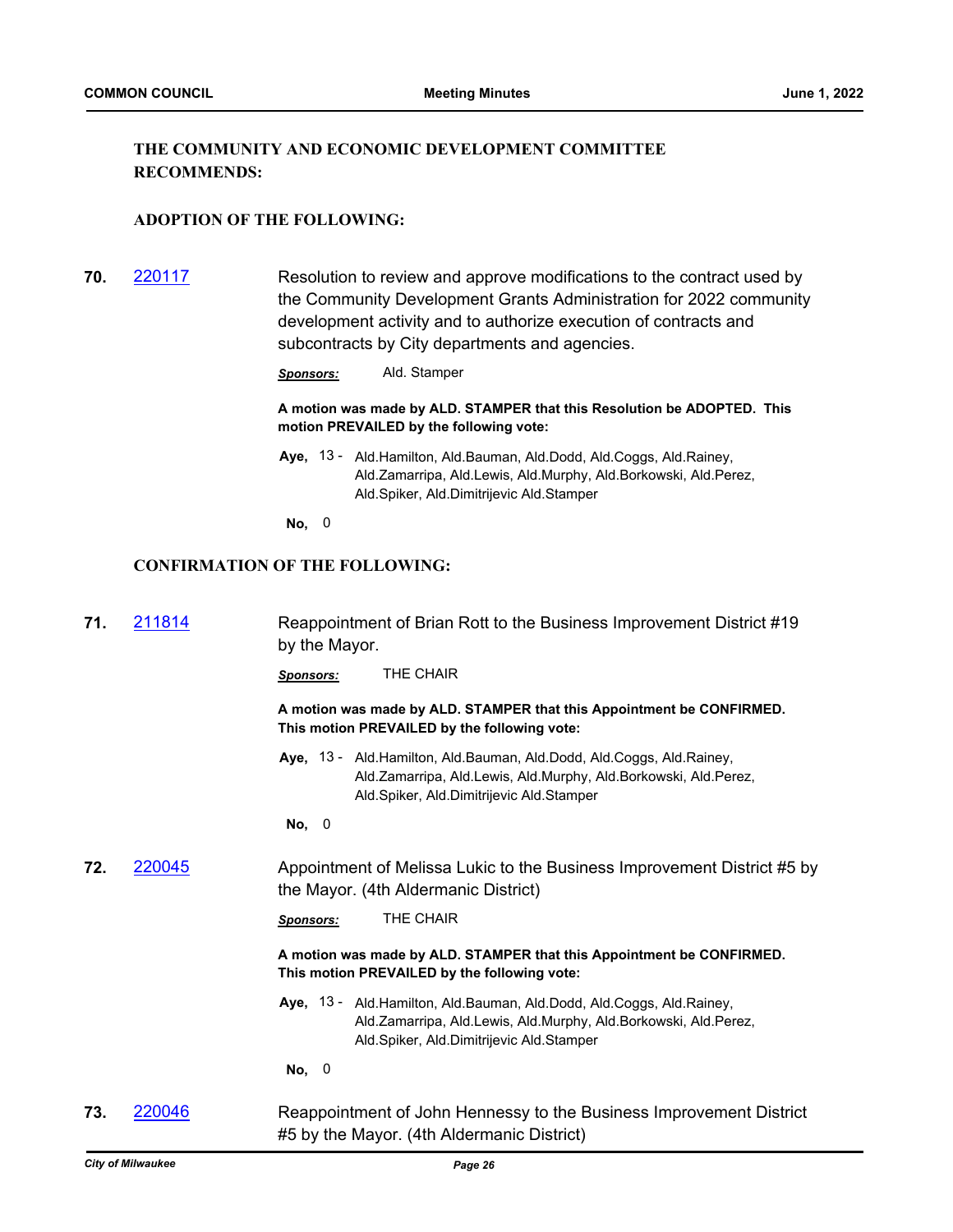### THE COMMUNITY AND ECONOMIC DEVELOPMENT COMMITTEE RECOMMENDS:

### ADOPTION OF THE FOLLOWING:

**70.** 220117

Resolution to review and approve modifications to the contract used by the Community Development Grants Administration for 2022 community development activity and to authorize execution of contracts and subcontracts by City departments and agencies.

***Sponsors:*** Ald. Stamper

**A motion was made by ALD. STAMPER that this Resolution be ADOPTED. This motion PREVAILED by the following vote:**

**Aye,** 13 - Ald.Hamilton, Ald.Bauman, Ald.Dodd, Ald.Coggs, Ald.Rainey, Ald.Zamarripa, Ald.Lewis, Ald.Murphy, Ald.Borkowski, Ald.Perez, Ald.Spiker, Ald.Dimitrijevic Ald.Stamper

**No,** 0

### CONFIRMATION OF THE FOLLOWING:

**71.** 211814

Reappointment of Brian Rott to the Business Improvement District #19 by the Mayor.

***Sponsors:*** THE CHAIR

**A motion was made by ALD. STAMPER that this Appointment be CONFIRMED. This motion PREVAILED by the following vote:**

**Aye,** 13 - Ald.Hamilton, Ald.Bauman, Ald.Dodd, Ald.Coggs, Ald.Rainey, Ald.Zamarripa, Ald.Lewis, Ald.Murphy, Ald.Borkowski, Ald.Perez, Ald.Spiker, Ald.Dimitrijevic Ald.Stamper

**No,** 0

**72.** 220045

Appointment of Melissa Lukic to the Business Improvement District #5 by the Mayor. (4th Aldermanic District)

***Sponsors:*** THE CHAIR

**A motion was made by ALD. STAMPER that this Appointment be CONFIRMED. This motion PREVAILED by the following vote:**

**Aye,** 13 - Ald.Hamilton, Ald.Bauman, Ald.Dodd, Ald.Coggs, Ald.Rainey, Ald.Zamarripa, Ald.Lewis, Ald.Murphy, Ald.Borkowski, Ald.Perez, Ald.Spiker, Ald.Dimitrijevic Ald.Stamper

**No,** 0

**73.** 220046

Reappointment of John Hennessy to the Business Improvement District #5 by the Mayor. (4th Aldermanic District)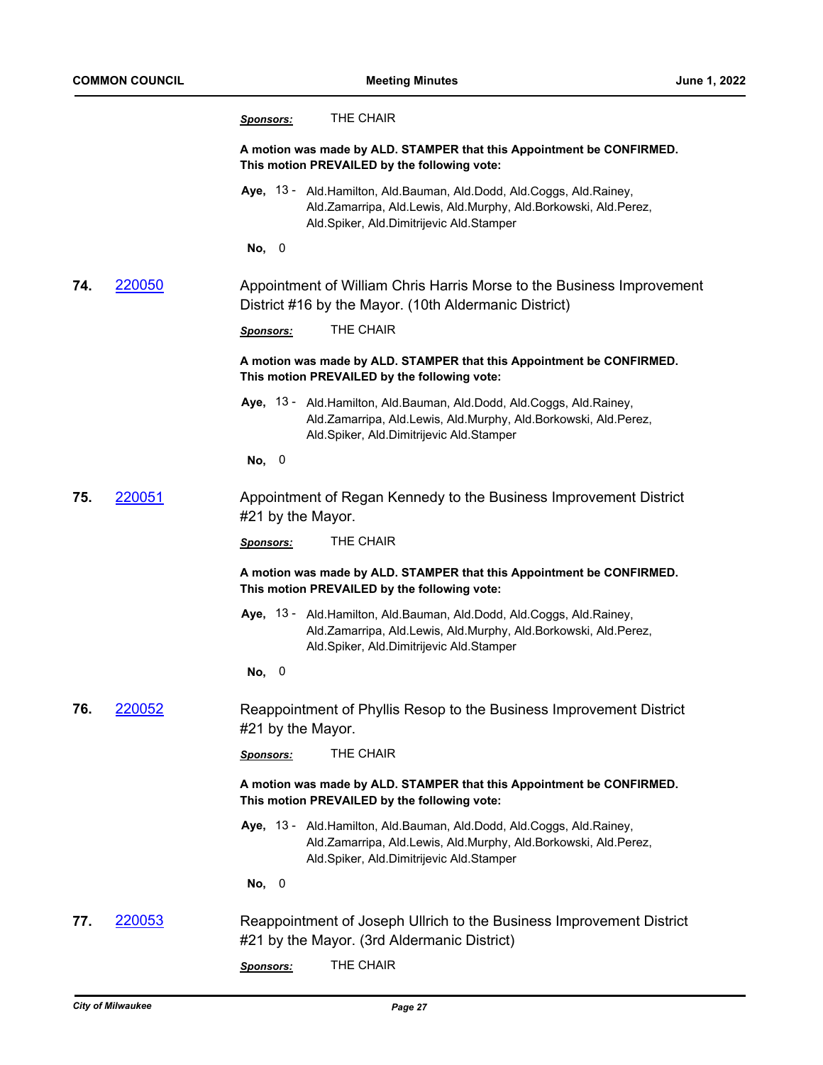*Sponsors:* THE CHAIR

**A motion was made by ALD. STAMPER that this Appointment be CONFIRMED. This motion PREVAILED by the following vote:**

**Aye,** 13 - Ald.Hamilton, Ald.Bauman, Ald.Dodd, Ald.Coggs, Ald.Rainey, Ald.Zamarripa, Ald.Lewis, Ald.Murphy, Ald.Borkowski, Ald.Perez, Ald.Spiker, Ald.Dimitrijevic Ald.Stamper

**No,** 0

**74.** [220050](220050) Appointment of William Chris Harris Morse to the Business Improvement District #16 by the Mayor. (10th Aldermanic District)

*Sponsors:* THE CHAIR

**A motion was made by ALD. STAMPER that this Appointment be CONFIRMED. This motion PREVAILED by the following vote:**

**Aye,** 13 - Ald.Hamilton, Ald.Bauman, Ald.Dodd, Ald.Coggs, Ald.Rainey, Ald.Zamarripa, Ald.Lewis, Ald.Murphy, Ald.Borkowski, Ald.Perez, Ald.Spiker, Ald.Dimitrijevic Ald.Stamper

**No,** 0

**75.** [220051](220051) Appointment of Regan Kennedy to the Business Improvement District #21 by the Mayor.

*Sponsors:* THE CHAIR

**A motion was made by ALD. STAMPER that this Appointment be CONFIRMED. This motion PREVAILED by the following vote:**

**Aye,** 13 - Ald.Hamilton, Ald.Bauman, Ald.Dodd, Ald.Coggs, Ald.Rainey, Ald.Zamarripa, Ald.Lewis, Ald.Murphy, Ald.Borkowski, Ald.Perez, Ald.Spiker, Ald.Dimitrijevic Ald.Stamper

**No,** 0

**76.** [220052](220052) Reappointment of Phyllis Resop to the Business Improvement District #21 by the Mayor.

*Sponsors:* THE CHAIR

**A motion was made by ALD. STAMPER that this Appointment be CONFIRMED. This motion PREVAILED by the following vote:**

**Aye,** 13 - Ald.Hamilton, Ald.Bauman, Ald.Dodd, Ald.Coggs, Ald.Rainey, Ald.Zamarripa, Ald.Lewis, Ald.Murphy, Ald.Borkowski, Ald.Perez, Ald.Spiker, Ald.Dimitrijevic Ald.Stamper

**No,** 0

**77.** [220053](220053) Reappointment of Joseph Ullrich to the Business Improvement District #21 by the Mayor. (3rd Aldermanic District)

*Sponsors:* THE CHAIR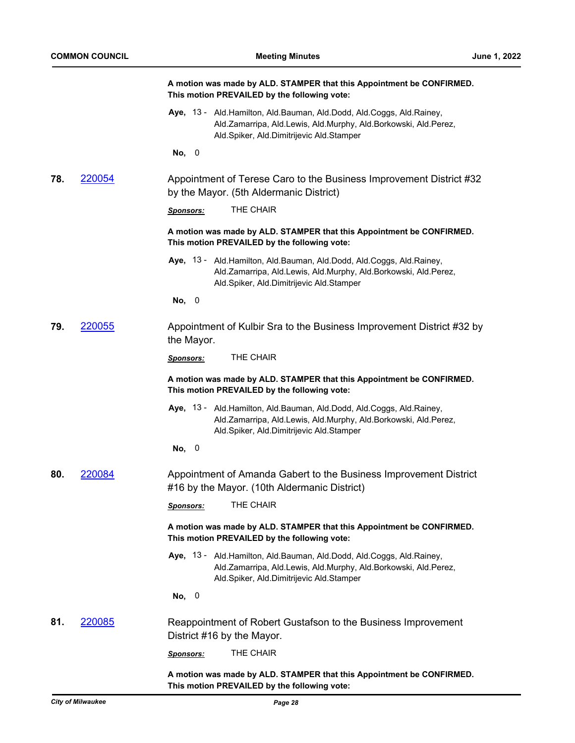**A motion was made by ALD. STAMPER that this Appointment be CONFIRMED. This motion PREVAILED by the following vote:**

**Aye,** 13 - Ald.Hamilton, Ald.Bauman, Ald.Dodd, Ald.Coggs, Ald.Rainey, Ald.Zamarripa, Ald.Lewis, Ald.Murphy, Ald.Borkowski, Ald.Perez, Ald.Spiker, Ald.Dimitrijevic Ald.Stamper

**No,** 0

**78.** 220054 Appointment of Terese Caro to the Business Improvement District #32 by the Mayor. (5th Aldermanic District)

***Sponsors:*** THE CHAIR

**A motion was made by ALD. STAMPER that this Appointment be CONFIRMED. This motion PREVAILED by the following vote:**

**Aye,** 13 - Ald.Hamilton, Ald.Bauman, Ald.Dodd, Ald.Coggs, Ald.Rainey, Ald.Zamarripa, Ald.Lewis, Ald.Murphy, Ald.Borkowski, Ald.Perez, Ald.Spiker, Ald.Dimitrijevic Ald.Stamper

**No,** 0

**79.** 220055 Appointment of Kulbir Sra to the Business Improvement District #32 by the Mayor.

***Sponsors:*** THE CHAIR

**A motion was made by ALD. STAMPER that this Appointment be CONFIRMED. This motion PREVAILED by the following vote:**

**Aye,** 13 - Ald.Hamilton, Ald.Bauman, Ald.Dodd, Ald.Coggs, Ald.Rainey, Ald.Zamarripa, Ald.Lewis, Ald.Murphy, Ald.Borkowski, Ald.Perez, Ald.Spiker, Ald.Dimitrijevic Ald.Stamper

**No,** 0

**80.** 220084 Appointment of Amanda Gabert to the Business Improvement District #16 by the Mayor. (10th Aldermanic District)

***Sponsors:*** THE CHAIR

**A motion was made by ALD. STAMPER that this Appointment be CONFIRMED. This motion PREVAILED by the following vote:**

**Aye,** 13 - Ald.Hamilton, Ald.Bauman, Ald.Dodd, Ald.Coggs, Ald.Rainey, Ald.Zamarripa, Ald.Lewis, Ald.Murphy, Ald.Borkowski, Ald.Perez, Ald.Spiker, Ald.Dimitrijevic Ald.Stamper

**No,** 0

**81.** 220085 Reappointment of Robert Gustafson to the Business Improvement District #16 by the Mayor.

***Sponsors:*** THE CHAIR

**A motion was made by ALD. STAMPER that this Appointment be CONFIRMED. This motion PREVAILED by the following vote:**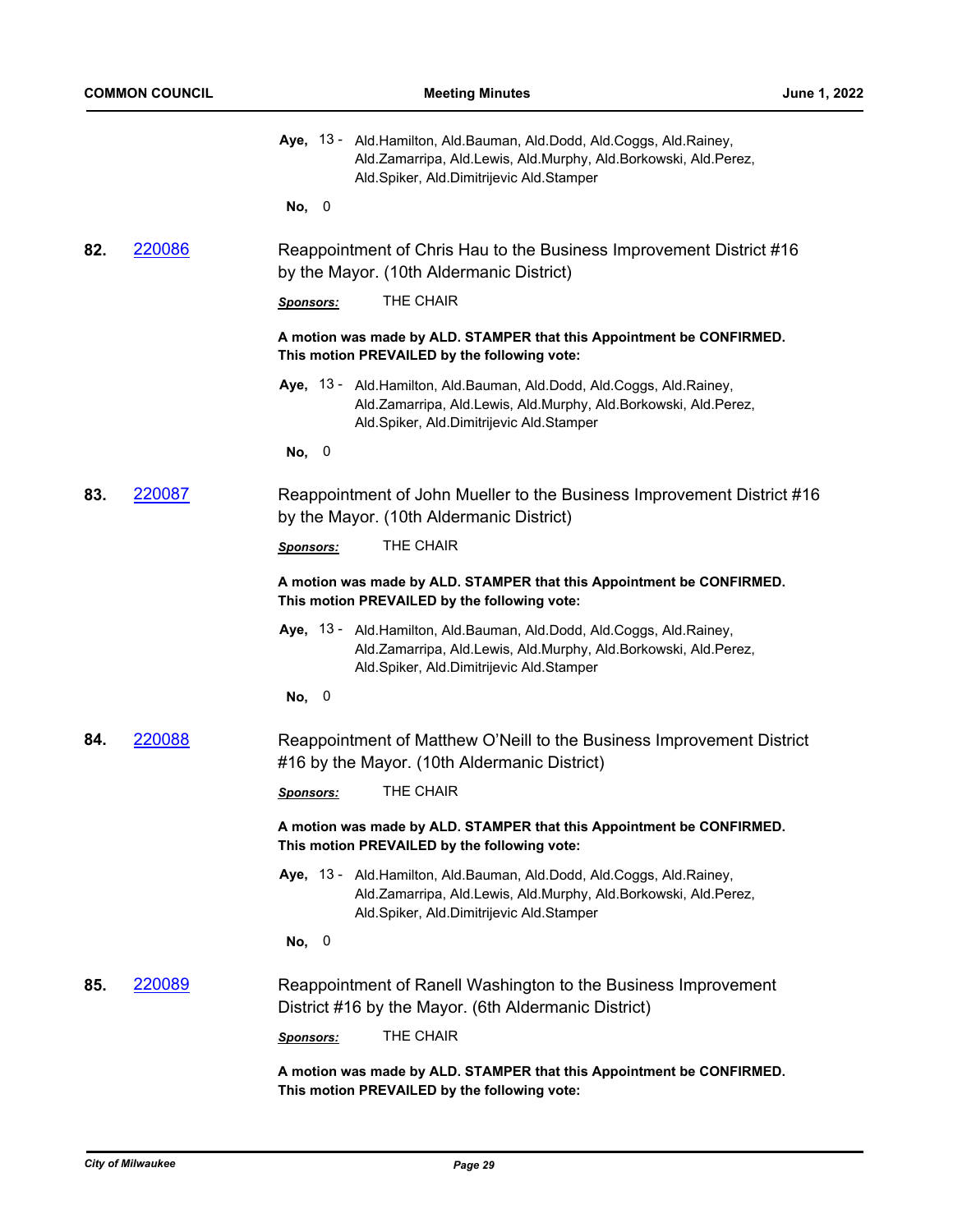**Aye,** 13 - Ald.Hamilton, Ald.Bauman, Ald.Dodd, Ald.Coggs, Ald.Rainey, Ald.Zamarripa, Ald.Lewis, Ald.Murphy, Ald.Borkowski, Ald.Perez, Ald.Spiker, Ald.Dimitrijevic Ald.Stamper

**No,** 0

**82.** [220086](220086)

Reappointment of Chris Hau to the Business Improvement District #16 by the Mayor. (10th Aldermanic District)

***Sponsors:*** THE CHAIR

**A motion was made by ALD. STAMPER that this Appointment be CONFIRMED. This motion PREVAILED by the following vote:**

**Aye,** 13 - Ald.Hamilton, Ald.Bauman, Ald.Dodd, Ald.Coggs, Ald.Rainey, Ald.Zamarripa, Ald.Lewis, Ald.Murphy, Ald.Borkowski, Ald.Perez, Ald.Spiker, Ald.Dimitrijevic Ald.Stamper

**No,** 0

**83.** [220087](220087)

Reappointment of John Mueller to the Business Improvement District #16 by the Mayor. (10th Aldermanic District)

***Sponsors:*** THE CHAIR

**A motion was made by ALD. STAMPER that this Appointment be CONFIRMED. This motion PREVAILED by the following vote:**

**Aye,** 13 - Ald.Hamilton, Ald.Bauman, Ald.Dodd, Ald.Coggs, Ald.Rainey, Ald.Zamarripa, Ald.Lewis, Ald.Murphy, Ald.Borkowski, Ald.Perez, Ald.Spiker, Ald.Dimitrijevic Ald.Stamper

**No,** 0

**84.** [220088](220088)

Reappointment of Matthew O'Neill to the Business Improvement District #16 by the Mayor. (10th Aldermanic District)

***Sponsors:*** THE CHAIR

**A motion was made by ALD. STAMPER that this Appointment be CONFIRMED. This motion PREVAILED by the following vote:**

**Aye,** 13 - Ald.Hamilton, Ald.Bauman, Ald.Dodd, Ald.Coggs, Ald.Rainey, Ald.Zamarripa, Ald.Lewis, Ald.Murphy, Ald.Borkowski, Ald.Perez, Ald.Spiker, Ald.Dimitrijevic Ald.Stamper

**No,** 0

**85.** [220089](220089)

Reappointment of Ranell Washington to the Business Improvement District #16 by the Mayor. (6th Aldermanic District)

***Sponsors:*** THE CHAIR

**A motion was made by ALD. STAMPER that this Appointment be CONFIRMED. This motion PREVAILED by the following vote:**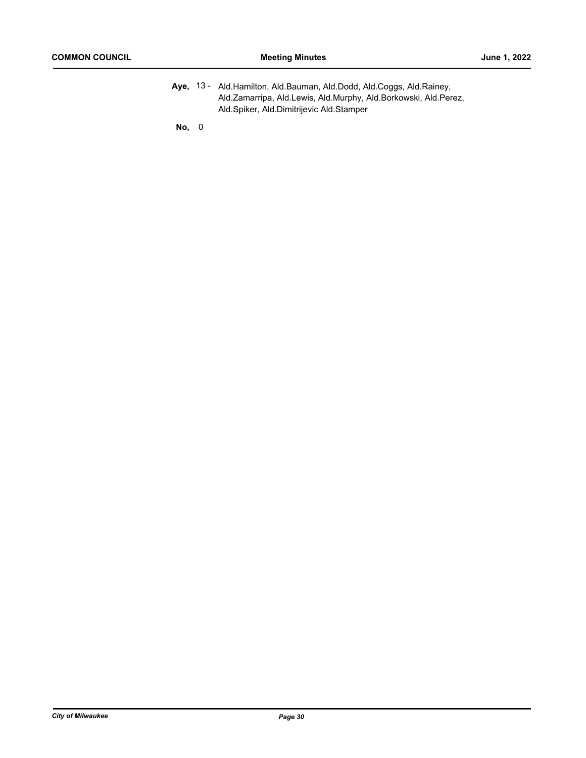**Aye,** 13 - Ald.Hamilton, Ald.Bauman, Ald.Dodd, Ald.Coggs, Ald.Rainey, Ald.Zamarripa, Ald.Lewis, Ald.Murphy, Ald.Borkowski, Ald.Perez, Ald.Spiker, Ald.Dimitrijevic Ald.Stamper

**No,** 0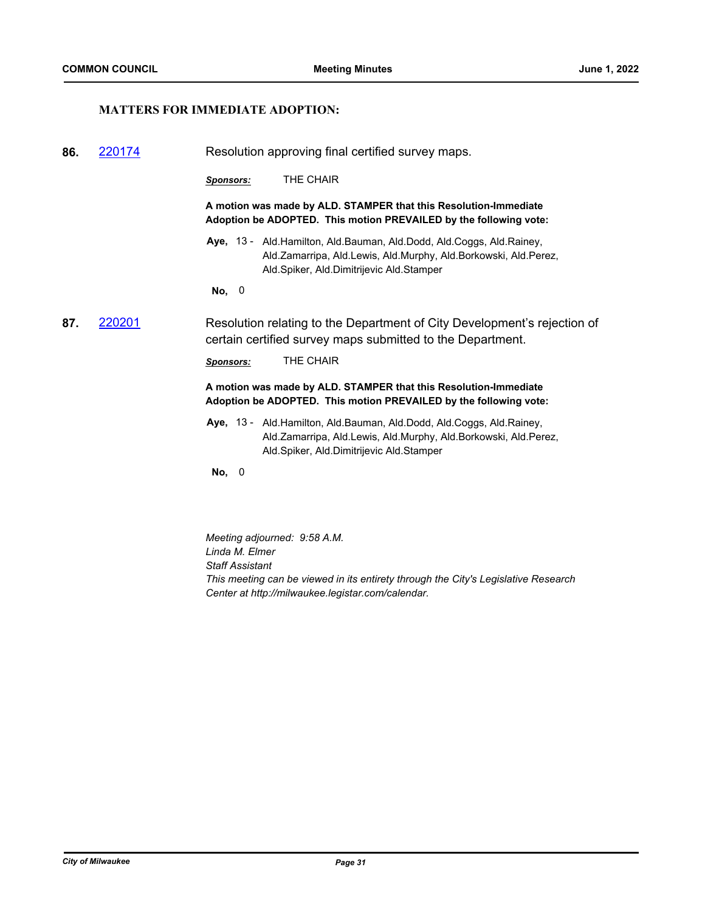## MATTERS FOR IMMEDIATE ADOPTION:

**86.** 220174 Resolution approving final certified survey maps.

***Sponsors:*** THE CHAIR

**A motion was made by ALD. STAMPER that this Resolution-Immediate Adoption be ADOPTED. This motion PREVAILED by the following vote:**

**Aye,** 13 - Ald.Hamilton, Ald.Bauman, Ald.Dodd, Ald.Coggs, Ald.Rainey, Ald.Zamarripa, Ald.Lewis, Ald.Murphy, Ald.Borkowski, Ald.Perez, Ald.Spiker, Ald.Dimitrijevic Ald.Stamper

**No,** 0

**87.** 220201 Resolution relating to the Department of City Development's rejection of certain certified survey maps submitted to the Department.

***Sponsors:*** THE CHAIR

**A motion was made by ALD. STAMPER that this Resolution-Immediate Adoption be ADOPTED. This motion PREVAILED by the following vote:**

**Aye,** 13 - Ald.Hamilton, Ald.Bauman, Ald.Dodd, Ald.Coggs, Ald.Rainey, Ald.Zamarripa, Ald.Lewis, Ald.Murphy, Ald.Borkowski, Ald.Perez, Ald.Spiker, Ald.Dimitrijevic Ald.Stamper

**No,** 0

*Meeting adjourned: 9:58 A.M.*
*Linda M. Elmer*
*Staff Assistant*
*This meeting can be viewed in its entirety through the City's Legislative Research Center at http://milwaukee.legistar.com/calendar.*